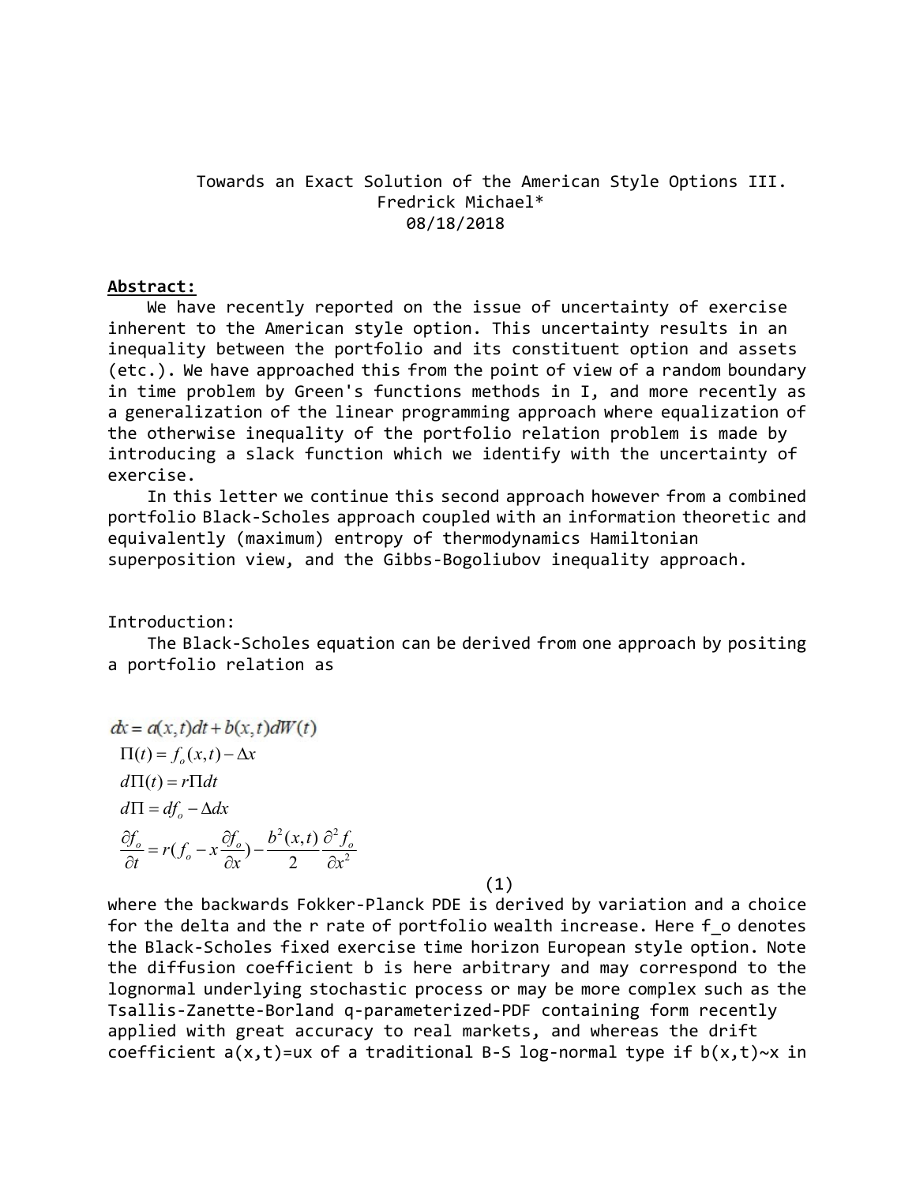# Towards an Exact Solution of the American Style Options III.

Fredrick Michael*

08/18/2018

**Abstract:**

We have recently reported on the issue of uncertainty of exercise inherent to the American style option. This uncertainty results in an inequality between the portfolio and its constituent option and assets (etc.). We have approached this from the point of view of a random boundary in time problem by Green's functions methods in I, and more recently as a generalization of the linear programming approach where equalization of the otherwise inequality of the portfolio relation problem is made by introducing a slack function which we identify with the uncertainty of exercise.

In this letter we continue this second approach however from a combined portfolio Black-Scholes approach coupled with an information theoretic and equivalently (maximum) entropy of thermodynamics Hamiltonian superposition view, and the Gibbs-Bogoliubov inequality approach.

Introduction:

The Black-Scholes equation can be derived from one approach by positing a portfolio relation as

$$
\begin{aligned}
&dx = a(x,t)dt + b(x,t)dW(t) \\
&\Pi(t) = f_o(x,t) - \Delta x \\
&d\Pi(t) = r\Pi dt \\
&d\Pi = df_o - \Delta dx \\
&\frac{\partial f_o}{\partial t} = r(f_o - x\frac{\partial f_o}{\partial x}) - \frac{b^2(x,t)}{2}\frac{\partial^2 f_o}{\partial x^2}
\end{aligned}
\tag{1}
$$

where the backwards Fokker-Planck PDE is derived by variation and a choice for the delta and the r rate of portfolio wealth increase. Here f_o denotes the Black-Scholes fixed exercise time horizon European style option. Note the diffusion coefficient b is here arbitrary and may correspond to the lognormal underlying stochastic process or may be more complex such as the Tsallis-Zanette-Borland q-parameterized-PDF containing form recently applied with great accuracy to real markets, and whereas the drift coefficient a(x,t)=ux of a traditional B-S log-normal type if b(x,t)~x in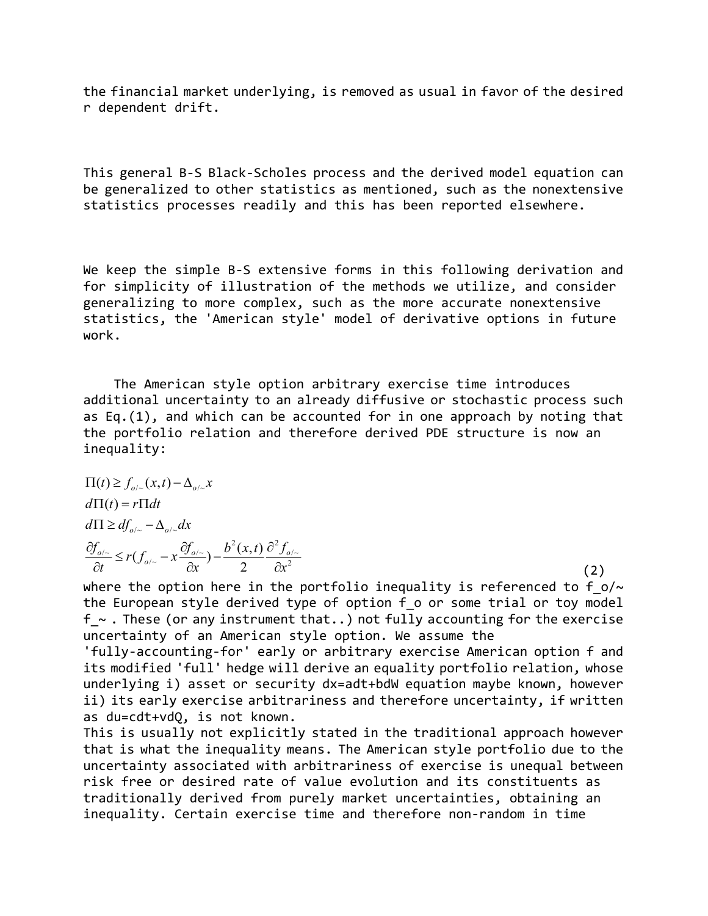the financial market underlying, is removed as usual in favor of the desired r dependent drift.

This general B-S Black-Scholes process and the derived model equation can be generalized to other statistics as mentioned, such as the nonextensive statistics processes readily and this has been reported elsewhere.

We keep the simple B-S extensive forms in this following derivation and for simplicity of illustration of the methods we utilize, and consider generalizing to more complex, such as the more accurate nonextensive statistics, the 'American style' model of derivative options in future work.

The American style option arbitrary exercise time introduces additional uncertainty to an already diffusive or stochastic process such as Eq.(1), and which can be accounted for in one approach by noting that the portfolio relation and therefore derived PDE structure is now an inequality:

$$
\begin{aligned}
&\Pi(t) \geq f_{o/\sim}(x,t) - \Delta_{o/\sim} x \\
&d\Pi(t) = r\Pi dt \\
&d\Pi \geq df_{o/\sim} - \Delta_{o/\sim} dx \\
&\frac{\partial f_{o/\sim}}{\partial t} \leq r\left(f_{o/\sim} - x\frac{\partial f_{o/\sim}}{\partial x}\right) - \frac{b^2(x,t)}{2}\frac{\partial^2 f_{o/\sim}}{\partial x^2}
\end{aligned} \tag{2}
$$

where the option here in the portfolio inequality is referenced to f_o/~ the European style derived type of option f_o or some trial or toy model f_~ . These (or any instrument that..) not fully accounting for the exercise uncertainty of an American style option. We assume the 'fully-accounting-for' early or arbitrary exercise American option f and its modified 'full' hedge will derive an equality portfolio relation, whose underlying i) asset or security dx=adt+bdW equation maybe known, however ii) its early exercise arbitrariness and therefore uncertainty, if written as du=cdt+vdQ, is not known.

This is usually not explicitly stated in the traditional approach however that is what the inequality means. The American style portfolio due to the uncertainty associated with arbitrariness of exercise is unequal between risk free or desired rate of value evolution and its constituents as traditionally derived from purely market uncertainties, obtaining an inequality. Certain exercise time and therefore non-random in time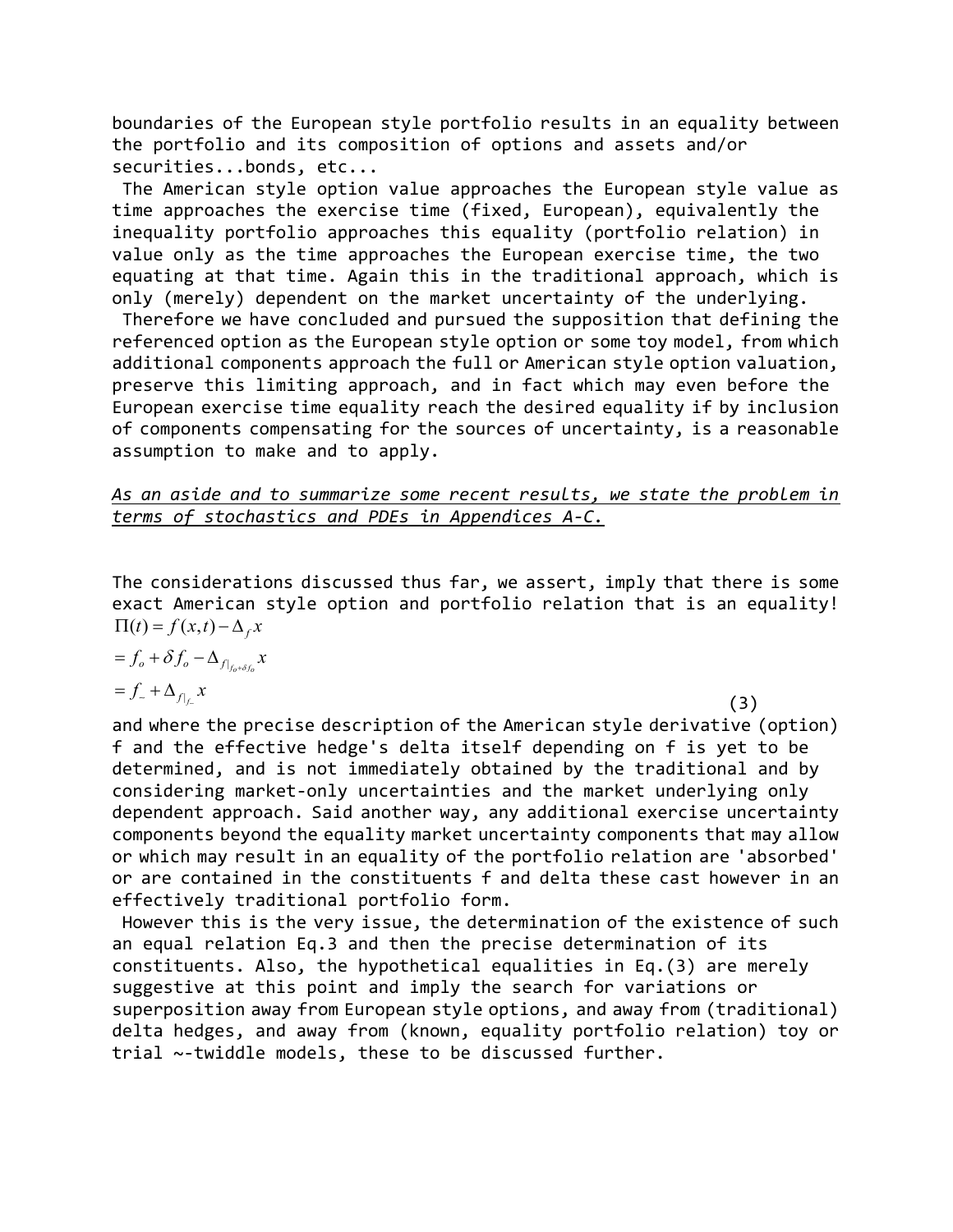boundaries of the European style portfolio results in an equality between the portfolio and its composition of options and assets and/or securities...bonds, etc...

The American style option value approaches the European style value as time approaches the exercise time (fixed, European), equivalently the inequality portfolio approaches this equality (portfolio relation) in value only as the time approaches the European exercise time, the two equating at that time. Again this in the traditional approach, which is only (merely) dependent on the market uncertainty of the underlying.

Therefore we have concluded and pursued the supposition that defining the referenced option as the European style option or some toy model, from which additional components approach the full or American style option valuation, preserve this limiting approach, and in fact which may even before the European exercise time equality reach the desired equality if by inclusion of components compensating for the sources of uncertainty, is a reasonable assumption to make and to apply.

*As an aside and to summarize some recent results, we state the problem in terms of stochastics and PDEs in Appendices A-C.*

The considerations discussed thus far, we assert, imply that there is some exact American style option and portfolio relation that is an equality!

$$
\begin{aligned}
\Pi(t) &= f(x,t) - \Delta_f x \\
&= f_o + \delta f_o - \Delta_{f|_{f_o+\delta f_o}} x \\
&= f_- + \Delta_{f|_{f_-}} x
\end{aligned}
\tag{3}
$$

and where the precise description of the American style derivative (option) f and the effective hedge's delta itself depending on f is yet to be determined, and is not immediately obtained by the traditional and by considering market-only uncertainties and the market underlying only dependent approach. Said another way, any additional exercise uncertainty components beyond the equality market uncertainty components that may allow or which may result in an equality of the portfolio relation are 'absorbed' or are contained in the constituents f and delta these cast however in an effectively traditional portfolio form.

However this is the very issue, the determination of the existence of such an equal relation Eq.3 and then the precise determination of its constituents. Also, the hypothetical equalities in Eq.(3) are merely suggestive at this point and imply the search for variations or superposition away from European style options, and away from (traditional) delta hedges, and away from (known, equality portfolio relation) toy or trial ~-twiddle models, these to be discussed further.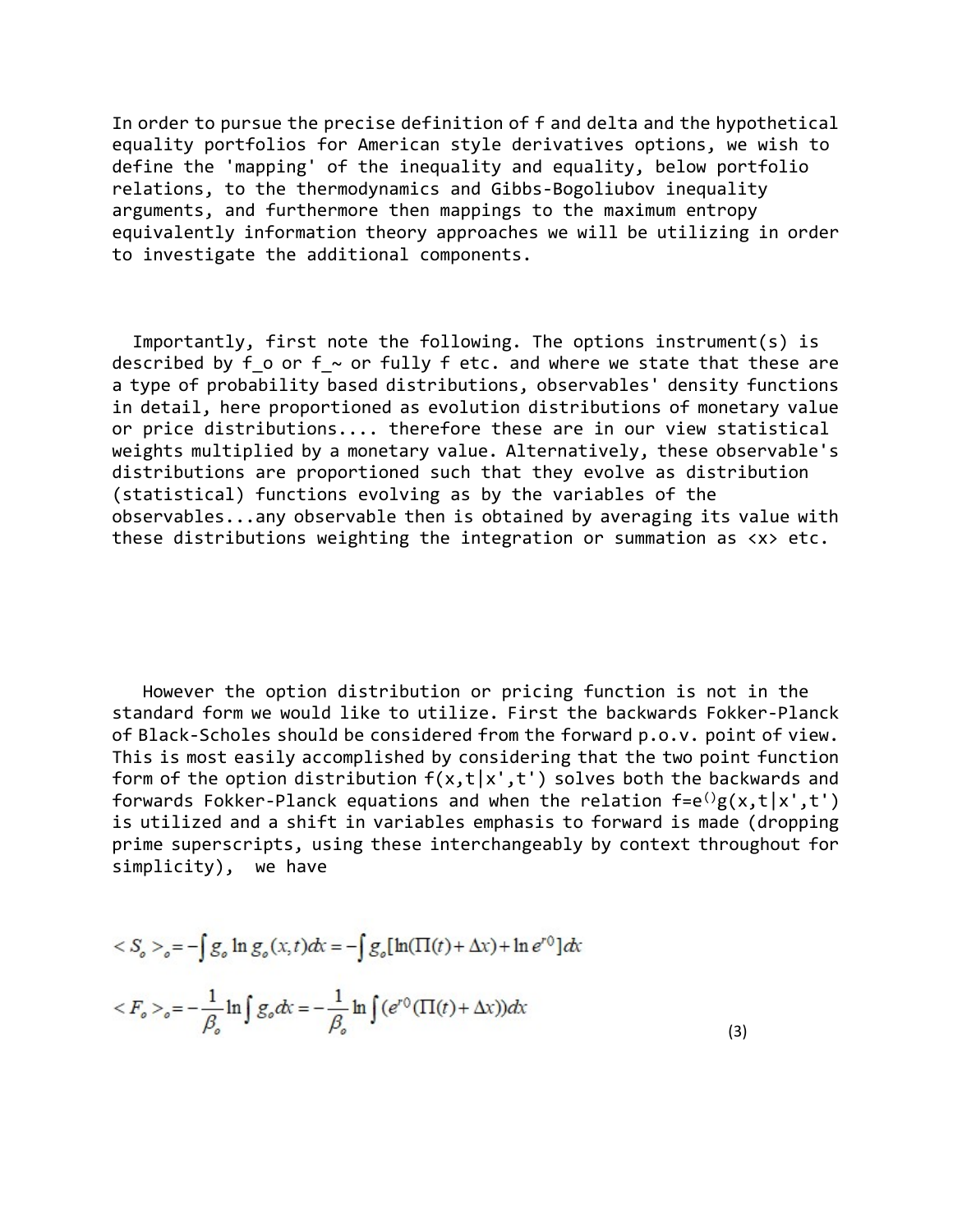In order to pursue the precise definition of f and delta and the hypothetical equality portfolios for American style derivatives options, we wish to define the 'mapping' of the inequality and equality, below portfolio relations, to the thermodynamics and Gibbs-Bogoliubov inequality arguments, and furthermore then mappings to the maximum entropy equivalently information theory approaches we will be utilizing in order to investigate the additional components.

Importantly, first note the following. The options instrument(s) is described by $f_o$ or $f_\sim$ or fully f etc. and where we state that these are a type of probability based distributions, observables' density functions in detail, here proportioned as evolution distributions of monetary value or price distributions.... therefore these are in our view statistical weights multiplied by a monetary value. Alternatively, these observable's distributions are proportioned such that they evolve as distribution (statistical) functions evolving as by the variables of the observables...any observable then is obtained by averaging its value with these distributions weighting the integration or summation as <x> etc.

However the option distribution or pricing function is not in the standard form we would like to utilize. First the backwards Fokker-Planck of Black-Scholes should be considered from the forward p.o.v. point of view. This is most easily accomplished by considering that the two point function form of the option distribution f(x,t|x',t') solves both the backwards and forwards Fokker-Planck equations and when the relation $f=e^{()}g(x,t|x',t')$ is utilized and a shift in variables emphasis to forward is made (dropping prime superscripts, using these interchangeably by context throughout for simplicity), we have

$$< S_o >_o = -\int g_o \ln g_o(x,t)dx = -\int g_o[\ln(\Pi(t) + \Delta x) + \ln e^{r0}]dx$$

$$< F_o >_o = -\frac{1}{\beta_o}\ln\int g_o dx = -\frac{1}{\beta_o}\ln\int (e^{r0}(\Pi(t) + \Delta x))dx \qquad (3)$$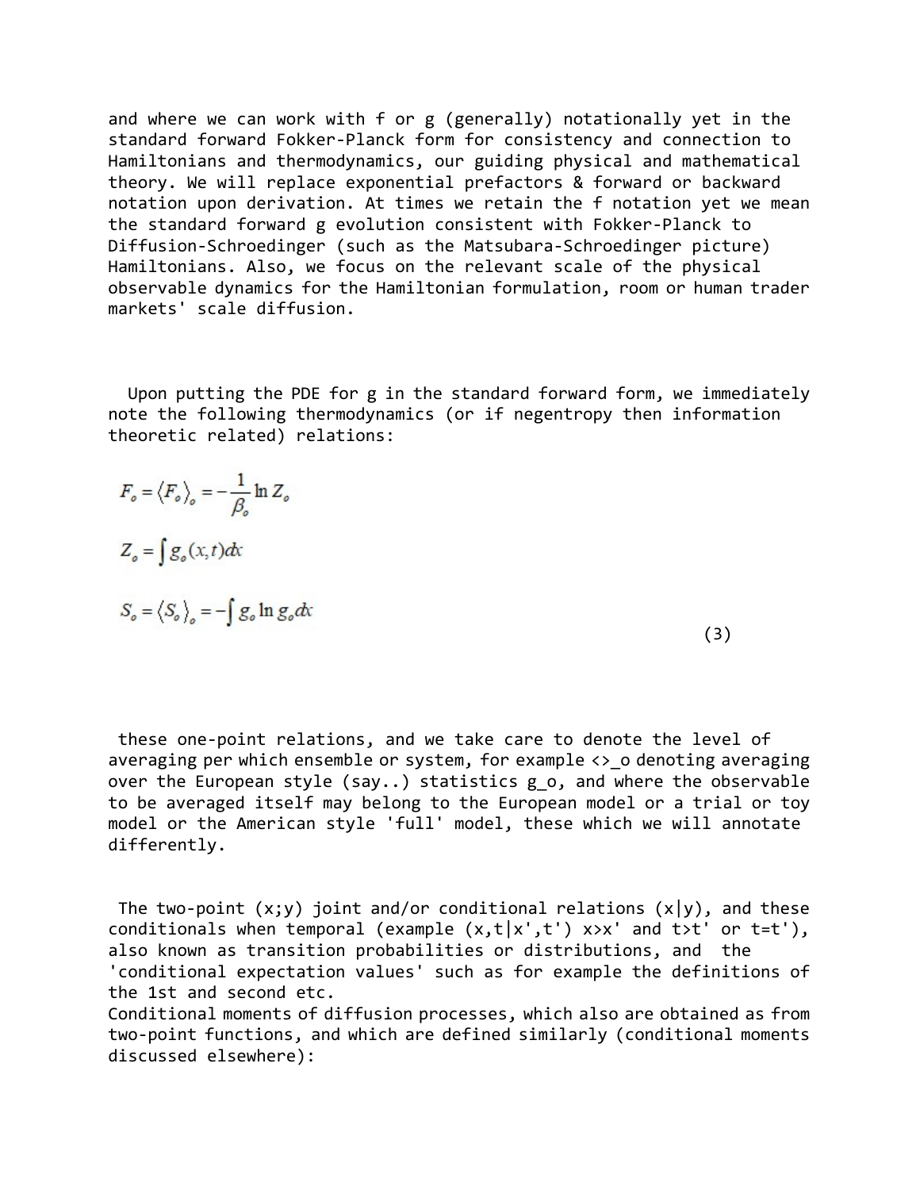and where we can work with f or g (generally) notationally yet in the standard forward Fokker-Planck form for consistency and connection to Hamiltonians and thermodynamics, our guiding physical and mathematical theory. We will replace exponential prefactors & forward or backward notation upon derivation. At times we retain the f notation yet we mean the standard forward g evolution consistent with Fokker-Planck to Diffusion-Schroedinger (such as the Matsubara-Schroedinger picture) Hamiltonians. Also, we focus on the relevant scale of the physical observable dynamics for the Hamiltonian formulation, room or human trader markets' scale diffusion.

Upon putting the PDE for g in the standard forward form, we immediately note the following thermodynamics (or if negentropy then information theoretic related) relations:

$$F_o = \langle F_o \rangle_o = -\frac{1}{\beta_o} \ln Z_o$$

$$Z_o = \int g_o(x,t) dx$$

$$S_o = \langle S_o \rangle_o = -\int g_o \ln g_o dx \tag{3}$$

these one-point relations, and we take care to denote the level of averaging per which ensemble or system, for example <>_o denoting averaging over the European style (say..) statistics g_o, and where the observable to be averaged itself may belong to the European model or a trial or toy model or the American style 'full' model, these which we will annotate differently.

The two-point (x;y) joint and/or conditional relations (x|y), and these conditionals when temporal (example (x,t|x',t') x>x' and t>t' or t=t'), also known as transition probabilities or distributions, and the 'conditional expectation values' such as for example the definitions of the 1st and second etc.
Conditional moments of diffusion processes, which also are obtained as from two-point functions, and which are defined similarly (conditional moments discussed elsewhere):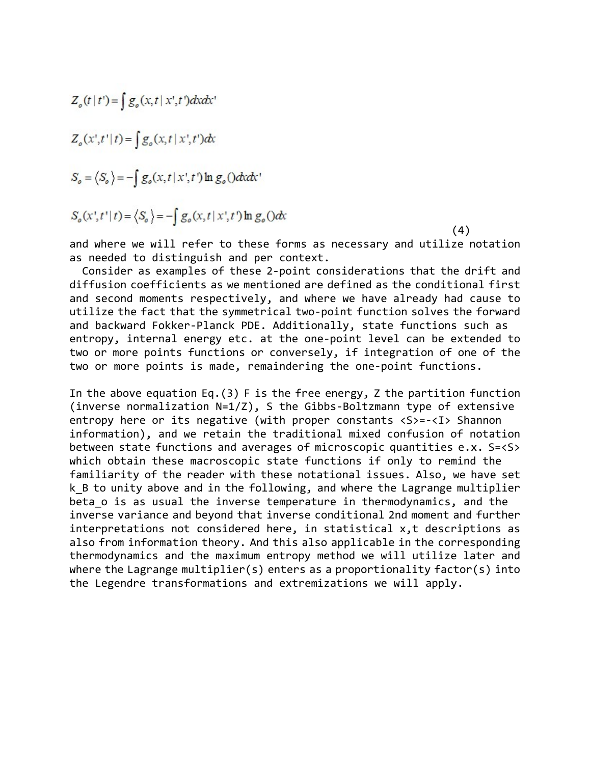$$Z_o(t\,|\,t') = \int g_o(x,t\,|\,x',t')dxdx'$$

$$Z_o(x',t'\,|\,t) = \int g_o(x,t\,|\,x',t')dx$$

$$S_o = \langle S_o \rangle = -\int g_o(x,t\,|\,x',t')\ln g_o()dxdx'$$

$$S_o(x',t'\,|\,t) = \langle S_o \rangle = -\int g_o(x,t\,|\,x',t')\ln g_o()dx \qquad (4)$$

and where we will refer to these forms as necessary and utilize notation as needed to distinguish and per context.

Consider as examples of these 2-point considerations that the drift and diffusion coefficients as we mentioned are defined as the conditional first and second moments respectively, and where we have already had cause to utilize the fact that the symmetrical two-point function solves the forward and backward Fokker-Planck PDE. Additionally, state functions such as entropy, internal energy etc. at the one-point level can be extended to two or more points functions or conversely, if integration of one of the two or more points is made, remaindering the one-point functions.

In the above equation Eq.(3) F is the free energy, Z the partition function (inverse normalization N=1/Z), S the Gibbs-Boltzmann type of extensive entropy here or its negative (with proper constants <S>=-<I> Shannon information), and we retain the traditional mixed confusion of notation between state functions and averages of microscopic quantities e.x. S=<S> which obtain these macroscopic state functions if only to remind the familiarity of the reader with these notational issues. Also, we have set k_B to unity above and in the following, and where the Lagrange multiplier beta_o is as usual the inverse temperature in thermodynamics, and the inverse variance and beyond that inverse conditional 2nd moment and further interpretations not considered here, in statistical x,t descriptions as also from information theory. And this also applicable in the corresponding thermodynamics and the maximum entropy method we will utilize later and where the Lagrange multiplier(s) enters as a proportionality factor(s) into the Legendre transformations and extremizations we will apply.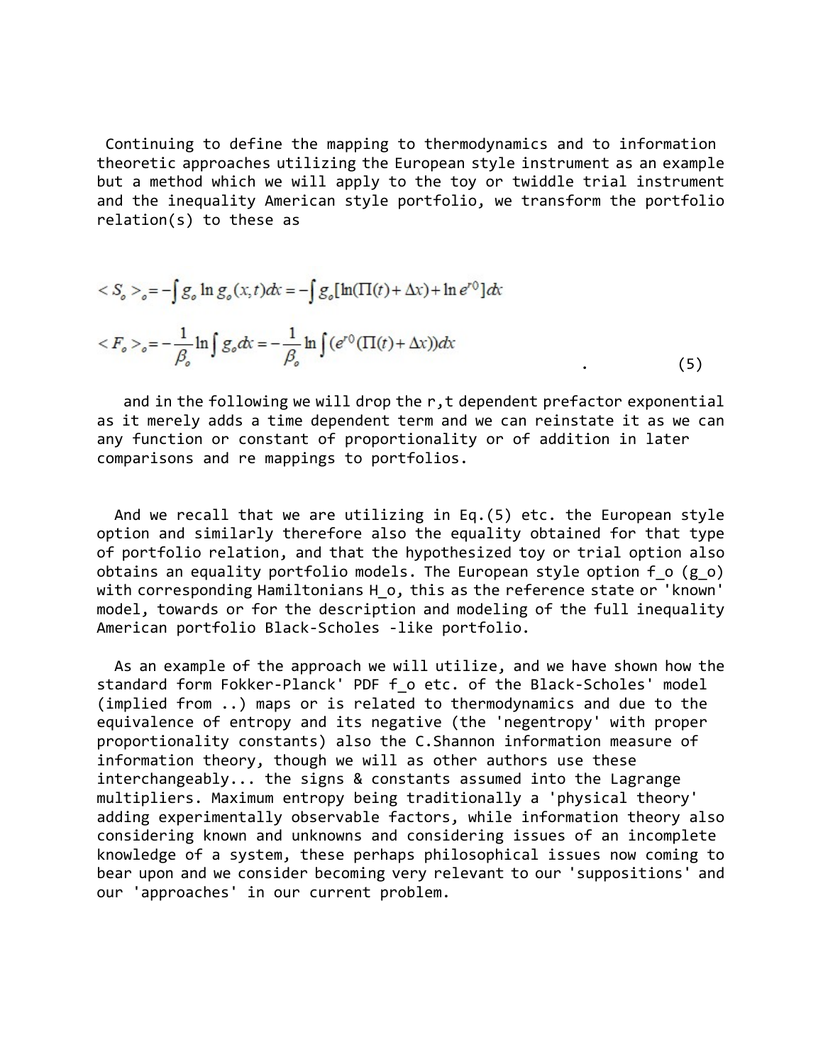Continuing to define the mapping to thermodynamics and to information theoretic approaches utilizing the European style instrument as an example but a method which we will apply to the toy or twiddle trial instrument and the inequality American style portfolio, we transform the portfolio relation(s) to these as

$$< S_o >_o = -\int g_o \ln g_o(x,t)dx = -\int g_o[\ln(\Pi(t) + \Delta x) + \ln e^{r0}]dx$$

$$< F_o >_o = -\frac{1}{\beta_o}\ln\int g_o dx = -\frac{1}{\beta_o}\ln\int (e^{r0}(\Pi(t) + \Delta x))dx \quad . \qquad (5)$$

and in the following we will drop the r,t dependent prefactor exponential as it merely adds a time dependent term and we can reinstate it as we can any function or constant of proportionality or of addition in later comparisons and re mappings to portfolios.

And we recall that we are utilizing in Eq.(5) etc. the European style option and similarly therefore also the equality obtained for that type of portfolio relation, and that the hypothesized toy or trial option also obtains an equality portfolio models. The European style option $f_o$ ($g_o$) with corresponding Hamiltonians $H_o$, this as the reference state or 'known' model, towards or for the description and modeling of the full inequality American portfolio Black-Scholes -like portfolio.

As an example of the approach we will utilize, and we have shown how the standard form Fokker-Planck' PDF $f_o$ etc. of the Black-Scholes' model (implied from ..) maps or is related to thermodynamics and due to the equivalence of entropy and its negative (the 'negentropy' with proper proportionality constants) also the C.Shannon information measure of information theory, though we will as other authors use these interchangeably... the signs & constants assumed into the Lagrange multipliers. Maximum entropy being traditionally a 'physical theory' adding experimentally observable factors, while information theory also considering known and unknowns and considering issues of an incomplete knowledge of a system, these perhaps philosophical issues now coming to bear upon and we consider becoming very relevant to our 'suppositions' and our 'approaches' in our current problem.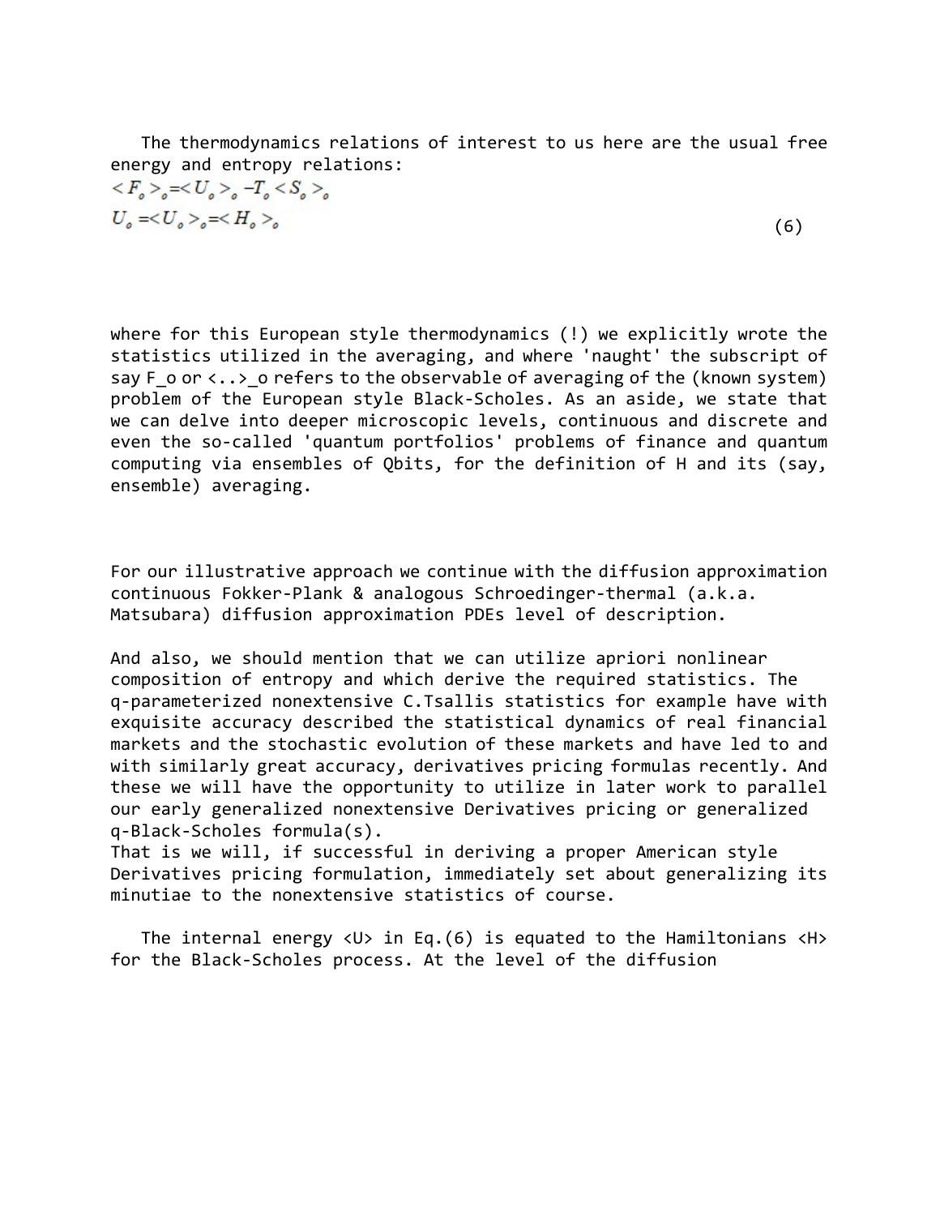The thermodynamics relations of interest to us here are the usual free energy and entropy relations:

$$<F_o>_o = <U_o>_o - T_o <S_o>_o$$
$$U_o = <U_o>_o = <H_o>_o \tag{6}$$

where for this European style thermodynamics (!) we explicitly wrote the statistics utilized in the averaging, and where 'naught' the subscript of say F_o or <..>_o refers to the observable of averaging of the (known system) problem of the European style Black-Scholes. As an aside, we state that we can delve into deeper microscopic levels, continuous and discrete and even the so-called 'quantum portfolios' problems of finance and quantum computing via ensembles of Qbits, for the definition of H and its (say, ensemble) averaging.

For our illustrative approach we continue with the diffusion approximation continuous Fokker-Plank & analogous Schroedinger-thermal (a.k.a. Matsubara) diffusion approximation PDEs level of description.

And also, we should mention that we can utilize apriori nonlinear composition of entropy and which derive the required statistics. The q-parameterized nonextensive C.Tsallis statistics for example have with exquisite accuracy described the statistical dynamics of real financial markets and the stochastic evolution of these markets and have led to and with similarly great accuracy, derivatives pricing formulas recently. And these we will have the opportunity to utilize in later work to parallel our early generalized nonextensive Derivatives pricing or generalized q-Black-Scholes formula(s).
That is we will, if successful in deriving a proper American style Derivatives pricing formulation, immediately set about generalizing its minutiae to the nonextensive statistics of course.

The internal energy <U> in Eq.(6) is equated to the Hamiltonians <H> for the Black-Scholes process. At the level of the diffusion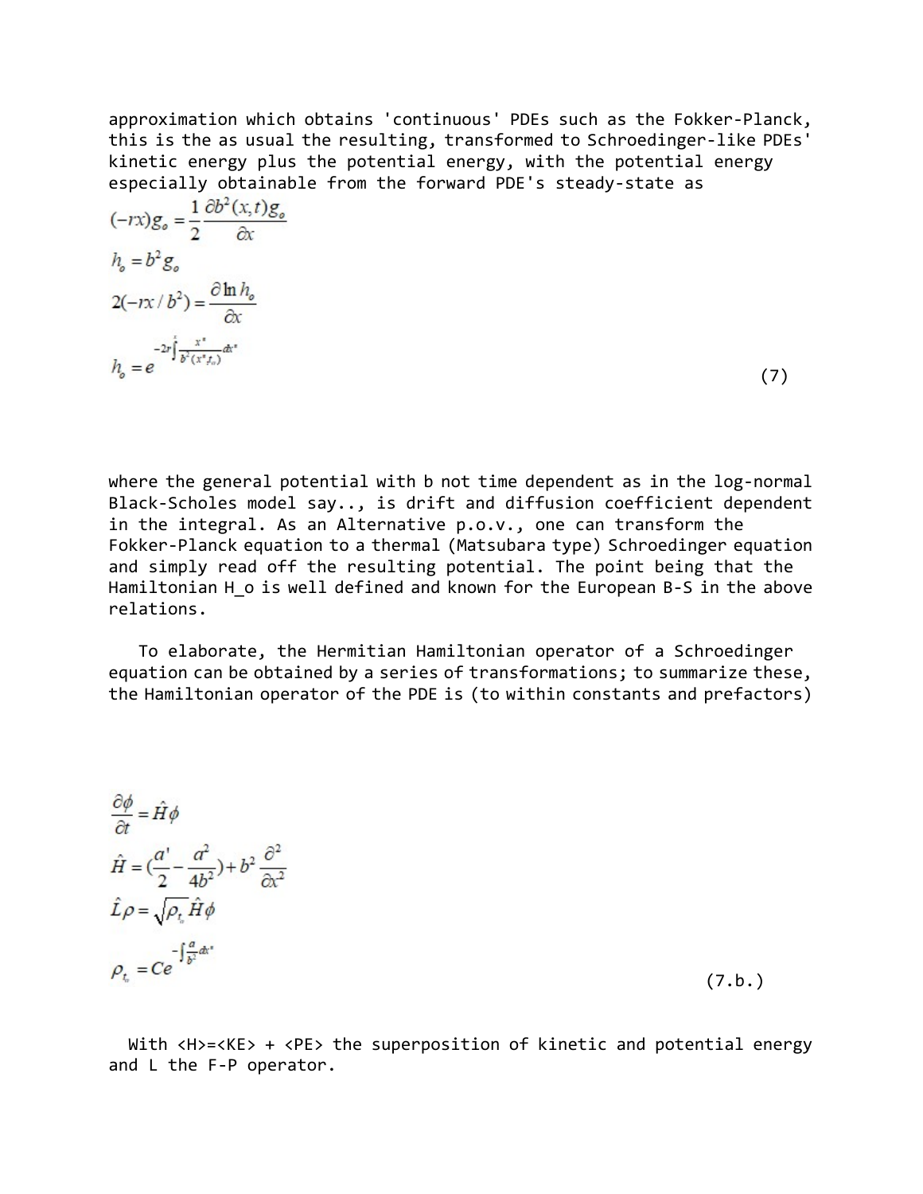approximation which obtains 'continuous' PDEs such as the Fokker-Planck, this is the as usual the resulting, transformed to Schroedinger-like PDEs' kinetic energy plus the potential energy, with the potential energy especially obtainable from the forward PDE's steady-state as

$$
\begin{aligned}
(-rx)g_o &= \frac{1}{2}\frac{\partial b^2(x,t)g_o}{\partial x} \\
h_o &= b^2 g_o \\
2(-rx/b^2) &= \frac{\partial \ln h_o}{\partial x} \\
h_o &= e^{-2r\int^{x} \frac{x''}{b^2(x'',t_o)}dx''}
\end{aligned}
\tag{7}
$$

where the general potential with b not time dependent as in the log-normal Black-Scholes model say.., is drift and diffusion coefficient dependent in the integral. As an Alternative p.o.v., one can transform the Fokker-Planck equation to a thermal (Matsubara type) Schroedinger equation and simply read off the resulting potential. The point being that the Hamiltonian H_o is well defined and known for the European B-S in the above relations.

To elaborate, the Hermitian Hamiltonian operator of a Schroedinger equation can be obtained by a series of transformations; to summarize these, the Hamiltonian operator of the PDE is (to within constants and prefactors)

$$
\begin{aligned}
\frac{\partial \phi}{\partial t} &= \hat{H}\phi \\
\hat{H} &= \left(\frac{a'}{2} - \frac{a^2}{4b^2}\right) + b^2\frac{\partial^2}{\partial x^2} \\
\hat{L}\rho &= \sqrt{\rho_{t_o}}\,\hat{H}\phi \\
\rho_{t_o} &= Ce^{-\int \frac{a}{b^2}dx''}
\end{aligned}
\tag{7.b.}
$$

With <H>=<KE> + <PE> the superposition of kinetic and potential energy and L the F-P operator.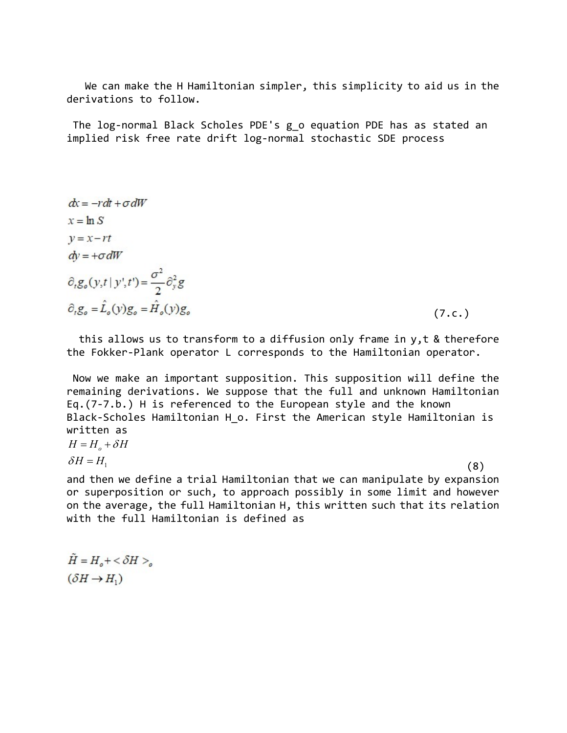We can make the H Hamiltonian simpler, this simplicity to aid us in the derivations to follow.

The log-normal Black Scholes PDE's g_o equation PDE has as stated an implied risk free rate drift log-normal stochastic SDE process

$$
\begin{aligned}
&dx = -r dt + \sigma dW \\
&x = \ln S \\
&y = x - rt \\
&dy = +\sigma dW \\
&\partial_t g_o(y,t \mid y',t') = \frac{\sigma^2}{2} \partial_y^2 g \\
&\partial_t g_o = \hat{L}_o(y) g_o = \hat{H}_o(y) g_o
\end{aligned}
\tag{7.c.}
$$

this allows us to transform to a diffusion only frame in y,t & therefore the Fokker-Plank operator L corresponds to the Hamiltonian operator.

Now we make an important supposition. This supposition will define the remaining derivations. We suppose that the full and unknown Hamiltonian Eq.(7-7.b.) H is referenced to the European style and the known Black-Scholes Hamiltonian H_o. First the American style Hamiltonian is written as

$$
\begin{aligned}
&H = H_o + \delta H \\
&\delta H = H_1
\end{aligned}
\tag{8}
$$

and then we define a trial Hamiltonian that we can manipulate by expansion or superposition or such, to approach possibly in some limit and however on the average, the full Hamiltonian H, this written such that its relation with the full Hamiltonian is defined as

$$
\begin{aligned}
&\tilde{H} = H_o + \langle \delta H \rangle_o \\
&(\delta H \rightarrow H_1)
\end{aligned}
$$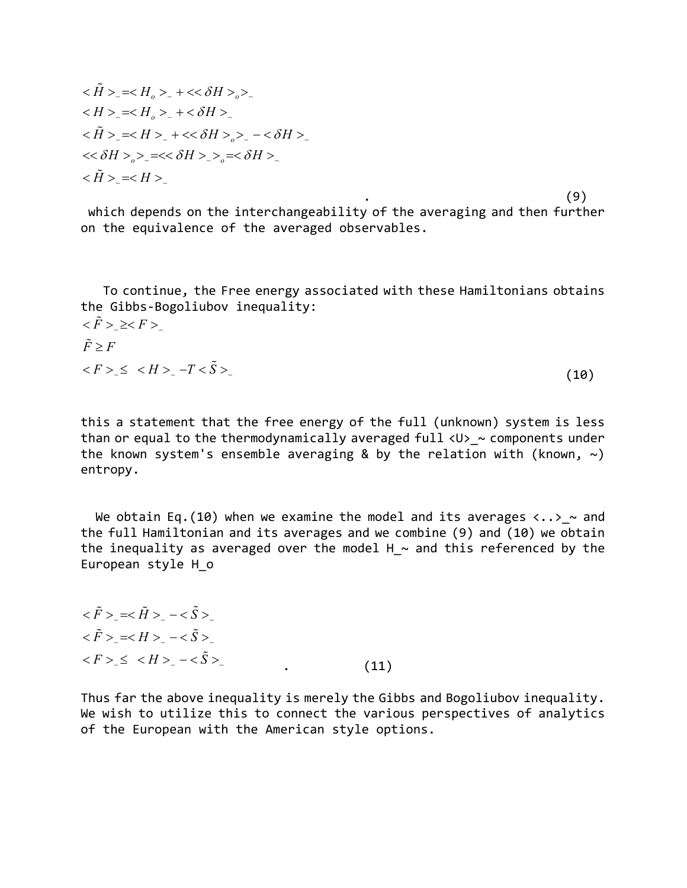$$
\begin{aligned}
&<\tilde{H}>_{\sim} = <H_o>_{\sim} + <<\delta H>_o>_{\sim} \\
&<H>_{\sim} = <H_o>_{\sim} + <\delta H>_{\sim} \\
&<\tilde{H}>_{\sim} = <H>_{\sim} + <<\delta H>_o>_{\sim} - <\delta H>_{\sim} \\
&<<\delta H>_o>_{\sim} = <<\delta H>_{\sim}>_o = <\delta H>_{\sim} \\
&<\tilde{H}>_{\sim} = <H>_{\sim}
\end{aligned}
\quad . \qquad (9)
$$

which depends on the interchangeability of the averaging and then further on the equivalence of the averaged observables.

To continue, the Free energy associated with these Hamiltonians obtains the Gibbs-Bogoliubov inequality:

$$
\begin{aligned}
&<\tilde{F}>_{\sim} \geq <F>_{\sim} \\
&\tilde{F} \geq F \\
&<F>_{\sim} \leq \ <H>_{\sim} - T<\tilde{S}>_{\sim}
\end{aligned}
\qquad (10)
$$

this a statement that the free energy of the full (unknown) system is less than or equal to the thermodynamically averaged full <U>_~ components under the known system's ensemble averaging & by the relation with (known, ~) entropy.

We obtain Eq.(10) when we examine the model and its averages <..>_~ and the full Hamiltonian and its averages and we combine (9) and (10) we obtain the inequality as averaged over the model H_~ and this referenced by the European style H_o

$$
\begin{aligned}
&<\tilde{F}>_{\sim} = <\tilde{H}>_{\sim} - <\tilde{S}>_{\sim} \\
&<\tilde{F}>_{\sim} = <H>_{\sim} - <\tilde{S}>_{\sim} \\
&<F>_{\sim} \leq \ <H>_{\sim} - <\tilde{S}>_{\sim}
\end{aligned}
\quad . \qquad (11)
$$

Thus far the above inequality is merely the Gibbs and Bogoliubov inequality. We wish to utilize this to connect the various perspectives of analytics of the European with the American style options.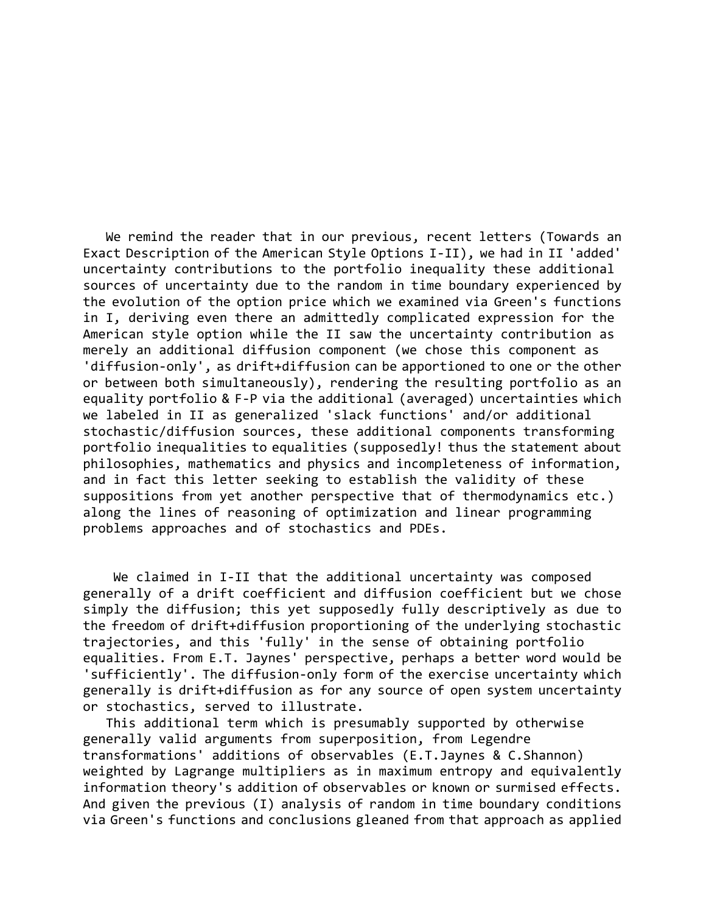We remind the reader that in our previous, recent letters (Towards an Exact Description of the American Style Options I-II), we had in II 'added' uncertainty contributions to the portfolio inequality these additional sources of uncertainty due to the random in time boundary experienced by the evolution of the option price which we examined via Green's functions in I, deriving even there an admittedly complicated expression for the American style option while the II saw the uncertainty contribution as merely an additional diffusion component (we chose this component as 'diffusion-only', as drift+diffusion can be apportioned to one or the other or between both simultaneously), rendering the resulting portfolio as an equality portfolio & F-P via the additional (averaged) uncertainties which we labeled in II as generalized 'slack functions' and/or additional stochastic/diffusion sources, these additional components transforming portfolio inequalities to equalities (supposedly! thus the statement about philosophies, mathematics and physics and incompleteness of information, and in fact this letter seeking to establish the validity of these suppositions from yet another perspective that of thermodynamics etc.) along the lines of reasoning of optimization and linear programming problems approaches and of stochastics and PDEs.

We claimed in I-II that the additional uncertainty was composed generally of a drift coefficient and diffusion coefficient but we chose simply the diffusion; this yet supposedly fully descriptively as due to the freedom of drift+diffusion proportioning of the underlying stochastic trajectories, and this 'fully' in the sense of obtaining portfolio equalities. From E.T. Jaynes' perspective, perhaps a better word would be 'sufficiently'. The diffusion-only form of the exercise uncertainty which generally is drift+diffusion as for any source of open system uncertainty or stochastics, served to illustrate.

This additional term which is presumably supported by otherwise generally valid arguments from superposition, from Legendre transformations' additions of observables (E.T.Jaynes & C.Shannon) weighted by Lagrange multipliers as in maximum entropy and equivalently information theory's addition of observables or known or surmised effects. And given the previous (I) analysis of random in time boundary conditions via Green's functions and conclusions gleaned from that approach as applied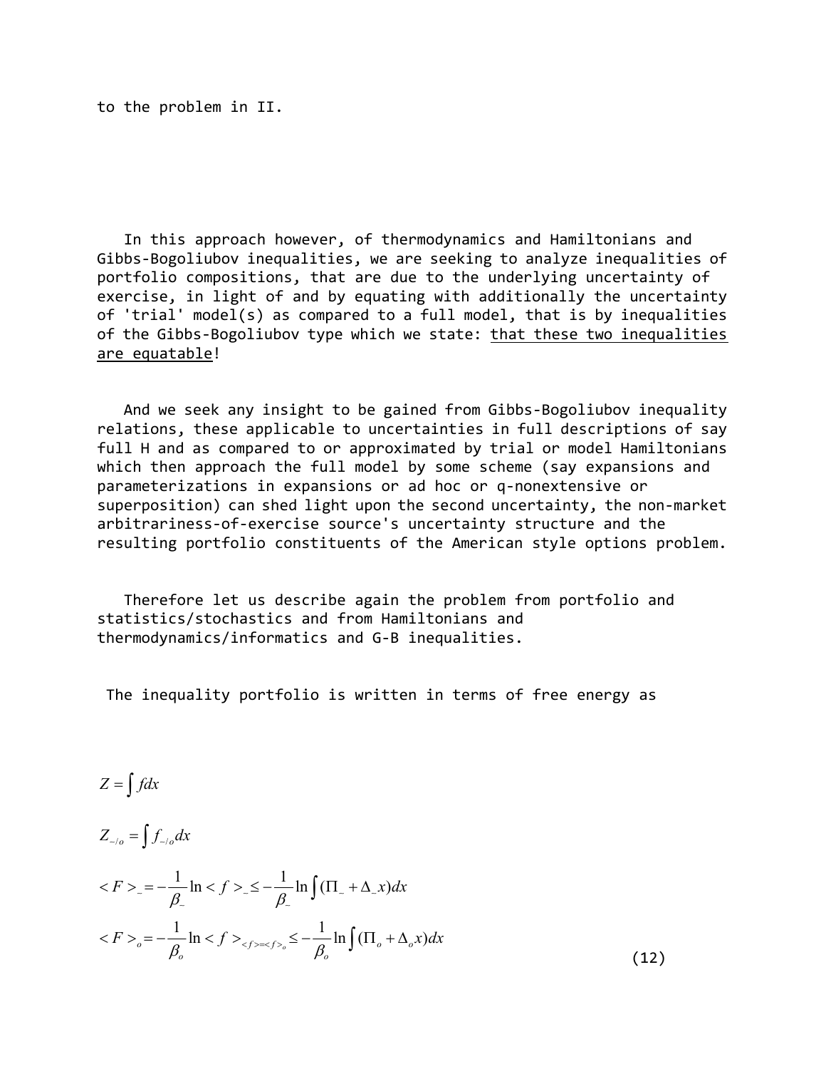to the problem in II.

In this approach however, of thermodynamics and Hamiltonians and Gibbs-Bogoliubov inequalities, we are seeking to analyze inequalities of portfolio compositions, that are due to the underlying uncertainty of exercise, in light of and by equating with additionally the uncertainty of 'trial' model(s) as compared to a full model, that is by inequalities of the Gibbs-Bogoliubov type which we state: <u>that these two inequalities are equatable</u>!

And we seek any insight to be gained from Gibbs-Bogoliubov inequality relations, these applicable to uncertainties in full descriptions of say full H and as compared to or approximated by trial or model Hamiltonians which then approach the full model by some scheme (say expansions and parameterizations in expansions or ad hoc or q-nonextensive or superposition) can shed light upon the second uncertainty, the non-market arbitrariness-of-exercise source's uncertainty structure and the resulting portfolio constituents of the American style options problem.

Therefore let us describe again the problem from portfolio and statistics/stochastics and from Hamiltonians and thermodynamics/informatics and G-B inequalities.

The inequality portfolio is written in terms of free energy as

$$Z = \int f dx$$

$$Z_{-/o} = \int f_{-/o} dx$$

$$< F >_{-} = -\frac{1}{\beta_{-}} \ln < f >_{-} \leq -\frac{1}{\beta_{-}} \ln \int (\Pi_{-} + \Delta_{-} x) dx$$

$$< F >_{o} = -\frac{1}{\beta_{o}} \ln < f >_{< f > = < f >_{o}} \leq -\frac{1}{\beta_{o}} \ln \int (\Pi_{o} + \Delta_{o} x) dx \qquad (12)$$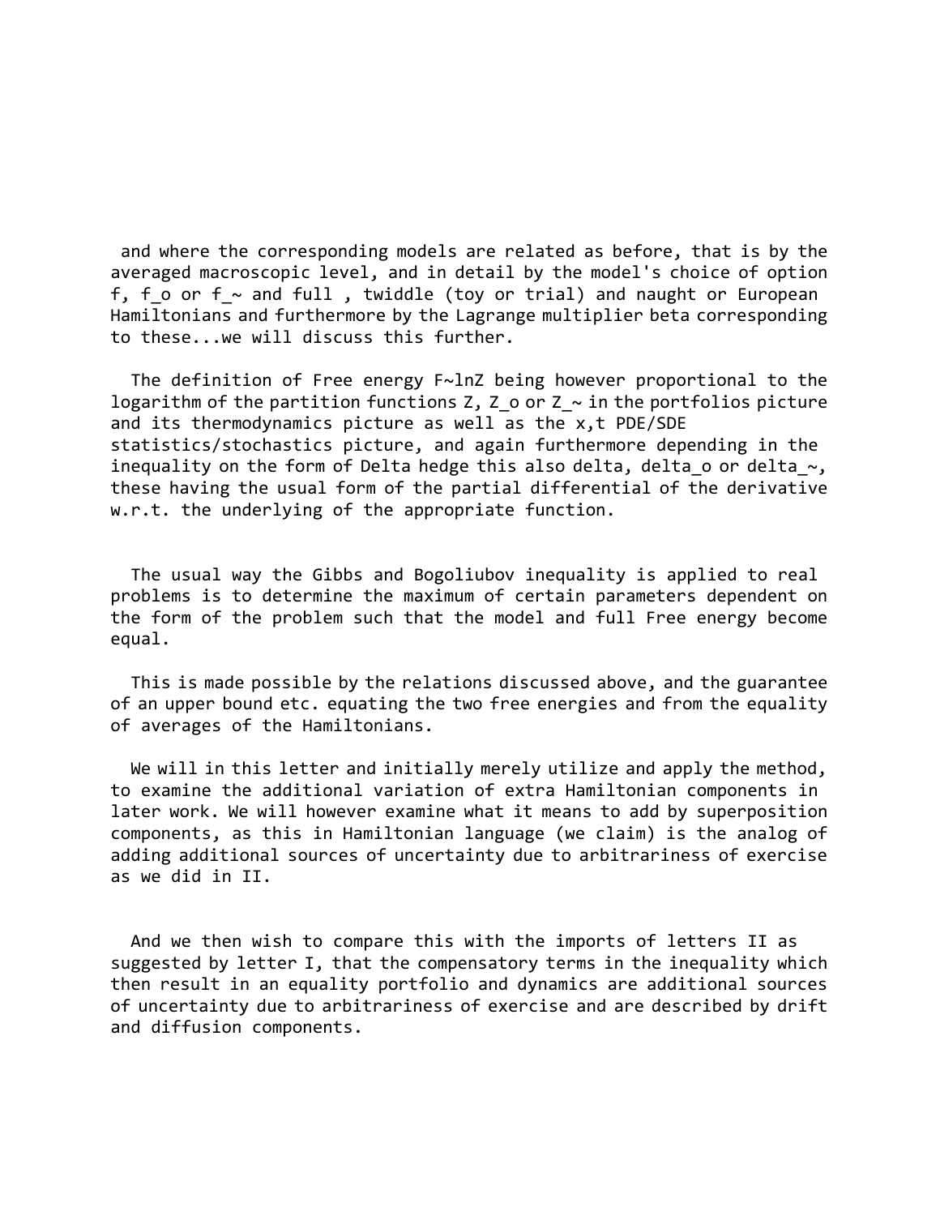and where the corresponding models are related as before, that is by the averaged macroscopic level, and in detail by the model's choice of option $f$, $f_o$ or $f_\sim$ and full , twiddle (toy or trial) and naught or European Hamiltonians and furthermore by the Lagrange multiplier beta corresponding to these...we will discuss this further.

The definition of Free energy $F \sim \ln Z$ being however proportional to the logarithm of the partition functions $Z$, $Z_o$ or $Z_\sim$ in the portfolios picture and its thermodynamics picture as well as the x,t PDE/SDE statistics/stochastics picture, and again furthermore depending in the inequality on the form of Delta hedge this also delta, $\delta_o$ or $\delta_\sim$, these having the usual form of the partial differential of the derivative w.r.t. the underlying of the appropriate function.

The usual way the Gibbs and Bogoliubov inequality is applied to real problems is to determine the maximum of certain parameters dependent on the form of the problem such that the model and full Free energy become equal.

This is made possible by the relations discussed above, and the guarantee of an upper bound etc. equating the two free energies and from the equality of averages of the Hamiltonians.

We will in this letter and initially merely utilize and apply the method, to examine the additional variation of extra Hamiltonian components in later work. We will however examine what it means to add by superposition components, as this in Hamiltonian language (we claim) is the analog of adding additional sources of uncertainty due to arbitrariness of exercise as we did in II.

And we then wish to compare this with the imports of letters II as suggested by letter I, that the compensatory terms in the inequality which then result in an equality portfolio and dynamics are additional sources of uncertainty due to arbitrariness of exercise and are described by drift and diffusion components.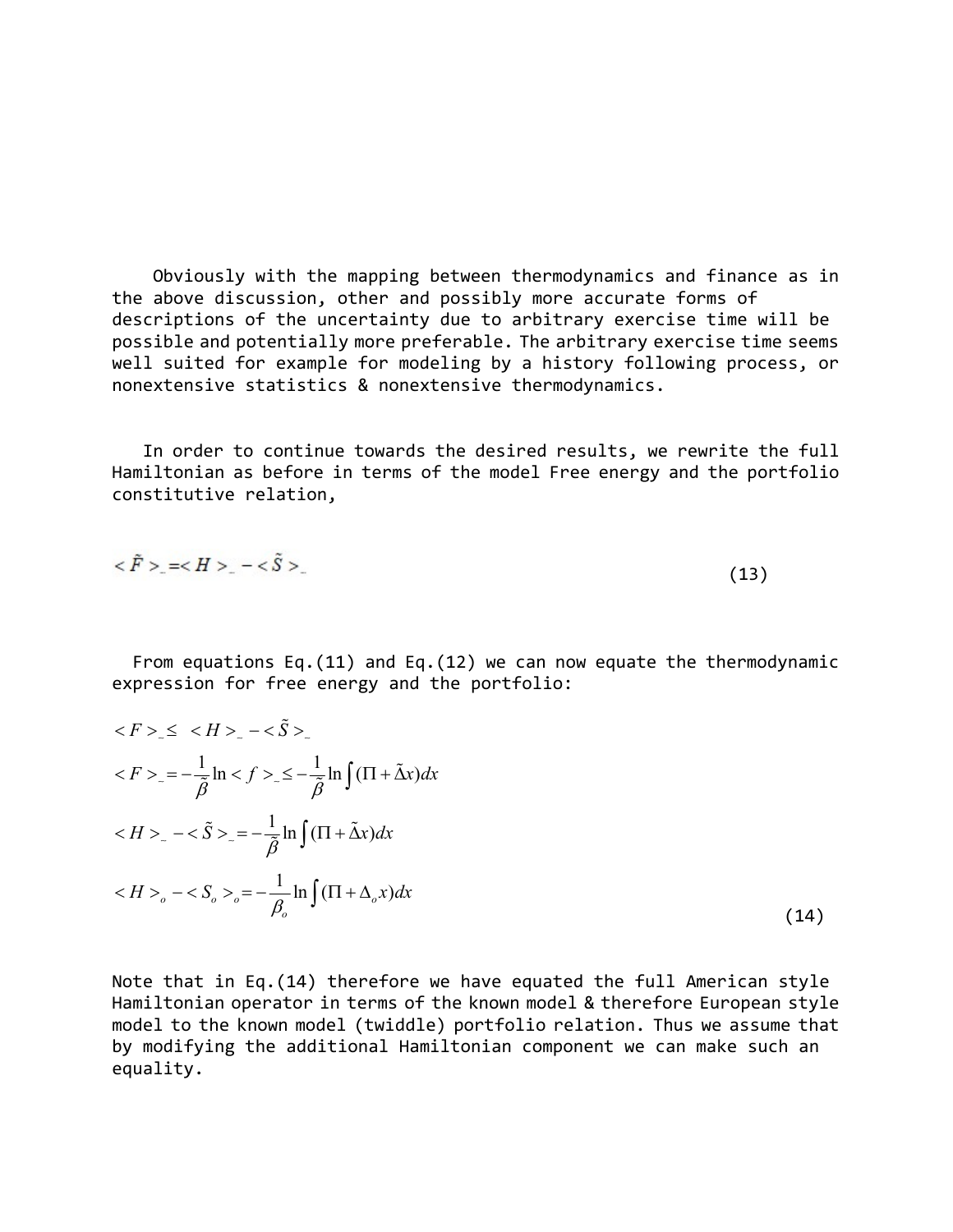Obviously with the mapping between thermodynamics and finance as in the above discussion, other and possibly more accurate forms of descriptions of the uncertainty due to arbitrary exercise time will be possible and potentially more preferable. The arbitrary exercise time seems well suited for example for modeling by a history following process, or nonextensive statistics & nonextensive thermodynamics.

In order to continue towards the desired results, we rewrite the full Hamiltonian as before in terms of the model Free energy and the portfolio constitutive relation,

$$< \tilde{F} >_{-} = < H >_{-} - < \tilde{S} >_{-} \tag{13}$$

From equations Eq.(11) and Eq.(12) we can now equate the thermodynamic expression for free energy and the portfolio:

$$
\begin{aligned}
&< F >_{-} \leq \; < H >_{-} - < \tilde{S} >_{-} \\
&< F >_{-} = -\frac{1}{\tilde{\beta}} \ln < f >_{-} \leq -\frac{1}{\tilde{\beta}} \ln \int (\Pi + \tilde{\Delta} x) dx \\
&< H >_{-} - < \tilde{S} >_{-} = -\frac{1}{\tilde{\beta}} \ln \int (\Pi + \tilde{\Delta} x) dx \\
&< H >_{o} - < S_{o} >_{o} = -\frac{1}{\beta_{o}} \ln \int (\Pi + \Delta_{o} x) dx
\end{aligned}
\tag{14}
$$

Note that in Eq.(14) therefore we have equated the full American style Hamiltonian operator in terms of the known model & therefore European style model to the known model (twiddle) portfolio relation. Thus we assume that by modifying the additional Hamiltonian component we can make such an equality.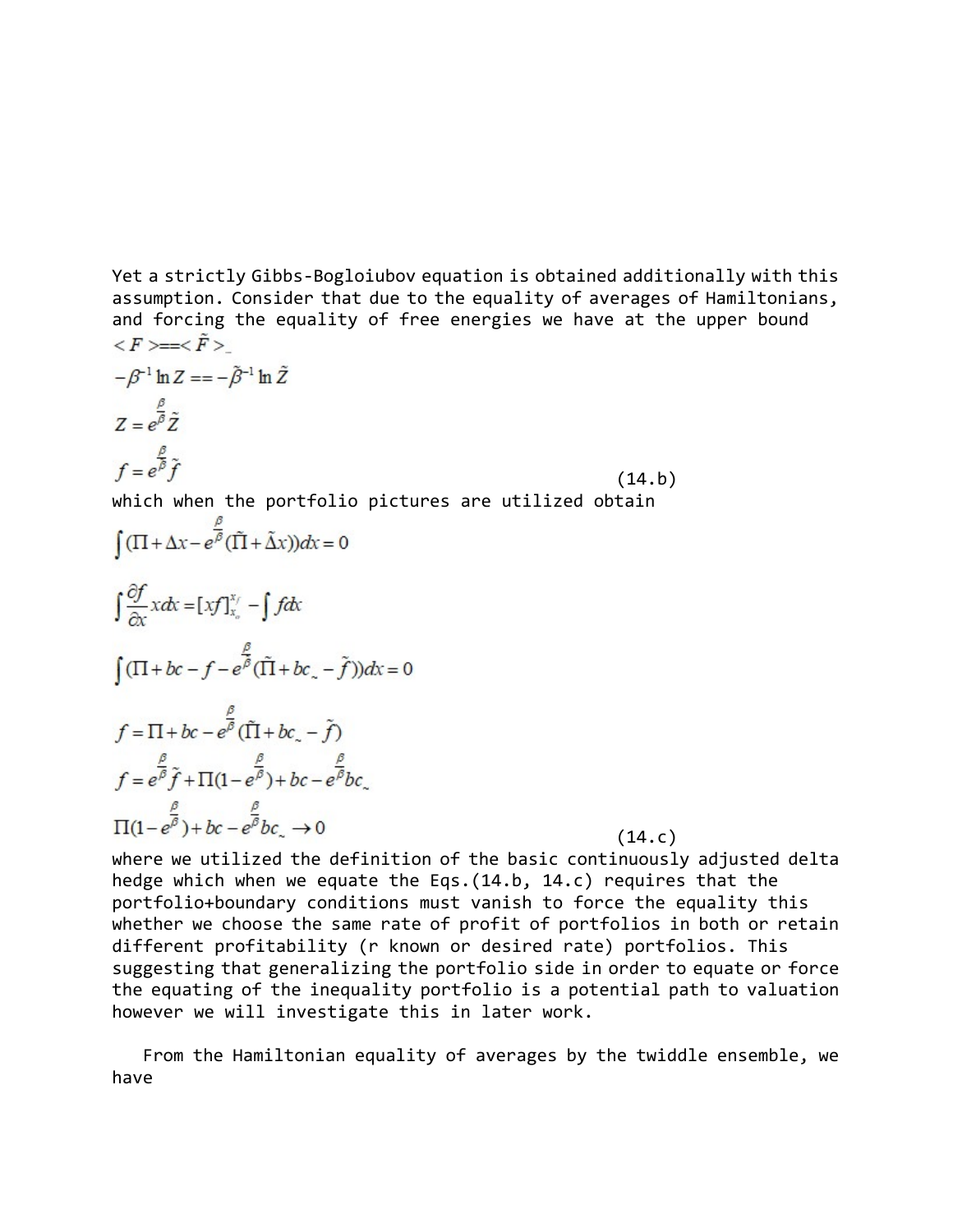Yet a strictly Gibbs-Bogloiubov equation is obtained additionally with this assumption. Consider that due to the equality of averages of Hamiltonians, and forcing the equality of free energies we have at the upper bound

$$< F >==< \tilde{F} >_{\sim}$$

$$-\beta^{-1} \ln Z == -\tilde{\beta}^{-1} \ln \tilde{Z}$$

$$Z = e^{\frac{\beta}{\tilde{\beta}}} \tilde{Z}$$

$$f = e^{\frac{\beta}{\tilde{\beta}}} \tilde{f} \tag{14.b}$$

which when the portfolio pictures are utilized obtain

$$\int (\Pi + \Delta x - e^{\frac{\beta}{\tilde{\beta}}} (\tilde{\Pi} + \tilde{\Delta} x)) dx = 0$$

$$\int \frac{\partial f}{\partial x} x dx = [xf]_{x_o}^{x_f} - \int f dx$$

$$\int (\Pi + bc - f - e^{\frac{\beta}{\tilde{\beta}}} (\tilde{\Pi} + bc_{\sim} - \tilde{f})) dx = 0$$

$$f = \Pi + bc - e^{\frac{\beta}{\tilde{\beta}}} (\tilde{\Pi} + bc_{\sim} - \tilde{f})$$

$$f = e^{\frac{\beta}{\tilde{\beta}}} \tilde{f} + \Pi (1 - e^{\frac{\beta}{\tilde{\beta}}}) + bc - e^{\frac{\beta}{\tilde{\beta}}} bc_{\sim}$$

$$\Pi (1 - e^{\frac{\beta}{\tilde{\beta}}}) + bc - e^{\frac{\beta}{\tilde{\beta}}} bc_{\sim} \to 0 \tag{14.c}$$

where we utilized the definition of the basic continuously adjusted delta hedge which when we equate the Eqs.(14.b, 14.c) requires that the portfolio+boundary conditions must vanish to force the equality this whether we choose the same rate of profit of portfolios in both or retain different profitability (r known or desired rate) portfolios. This suggesting that generalizing the portfolio side in order to equate or force the equating of the inequality portfolio is a potential path to valuation however we will investigate this in later work.

From the Hamiltonian equality of averages by the twiddle ensemble, we have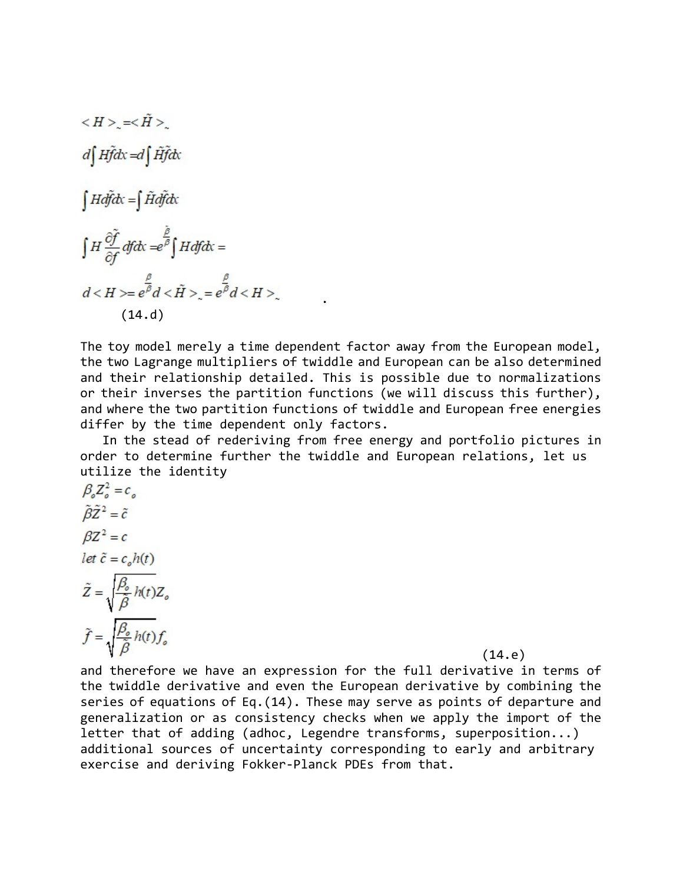$$<H>_{\sim} = <\tilde{H}>_{\sim}$$

$$d\int H\tilde{f}dx = d\int \tilde{H}\tilde{f}dx$$

$$\int Hd\tilde{f}dx = \int \tilde{H}d\tilde{f}dx$$

$$\int H\frac{\partial \tilde{f}}{\partial f}dfdx = e^{\frac{\tilde{\beta}}{\beta}}\int Hdfdx =$$

$$d<H> = e^{\frac{\beta}{\tilde{\beta}}}d<\tilde{H}>_{\sim} = e^{\frac{\beta}{\tilde{\beta}}}d<H>_{\sim} \qquad .$$

(14.d)

The toy model merely a time dependent factor away from the European model, the two Lagrange multipliers of twiddle and European can be also determined and their relationship detailed. This is possible due to normalizations or their inverses the partition functions (we will discuss this further), and where the two partition functions of twiddle and European free energies differ by the time dependent only factors.

In the stead of rederiving from free energy and portfolio pictures in order to determine further the twiddle and European relations, let us utilize the identity

$$\beta_o Z_o^2 = c_o$$

$$\tilde{\beta}\tilde{Z}^2 = \tilde{c}$$

$$\beta Z^2 = c$$

$$let\ \tilde{c} = c_o h(t)$$

$$\tilde{Z} = \sqrt{\frac{\beta_o}{\tilde{\beta}}h(t)}Z_o$$

$$\tilde{f} = \sqrt{\frac{\beta_o}{\tilde{\beta}}h(t)}f_o \qquad (14.e)$$

and therefore we have an expression for the full derivative in terms of the twiddle derivative and even the European derivative by combining the series of equations of Eq.(14). These may serve as points of departure and generalization or as consistency checks when we apply the import of the letter that of adding (adhoc, Legendre transforms, superposition...) additional sources of uncertainty corresponding to early and arbitrary exercise and deriving Fokker-Planck PDEs from that.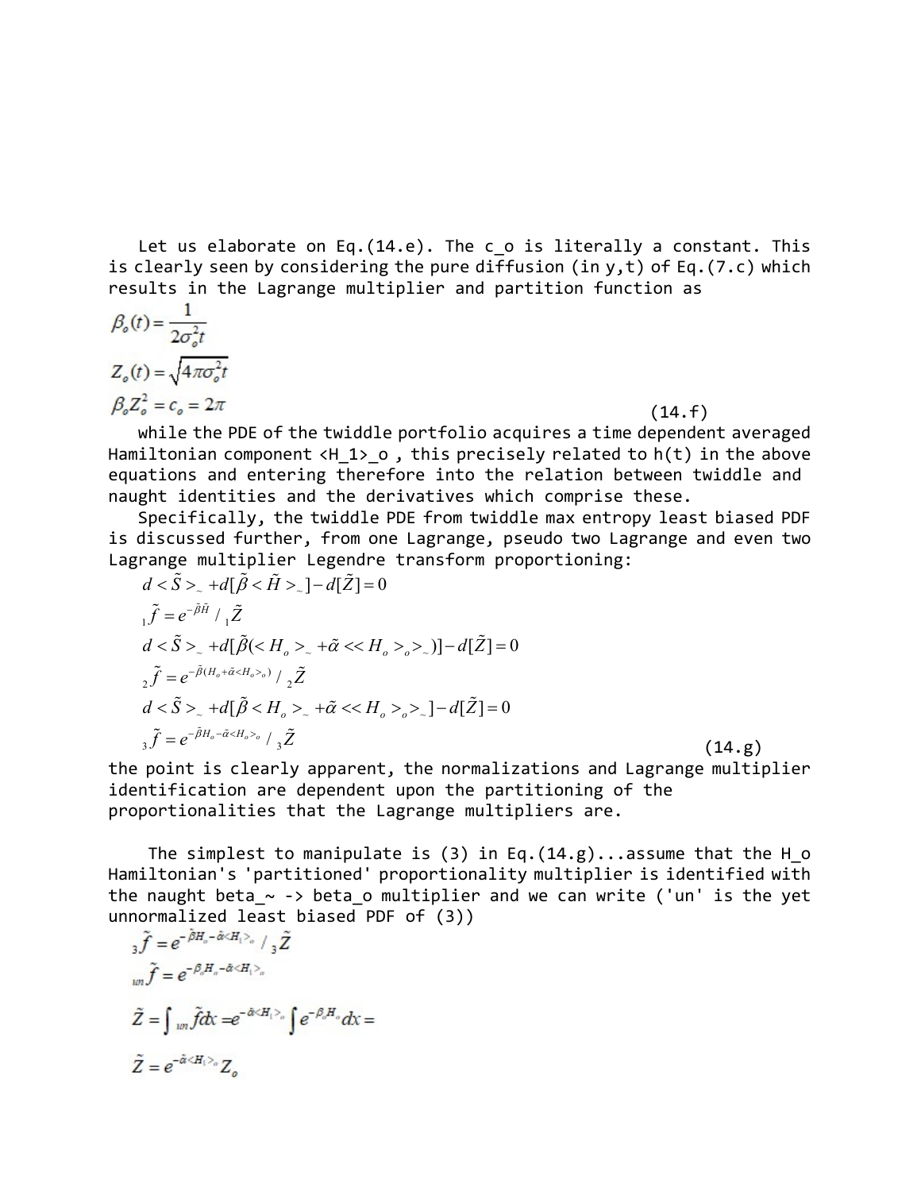Let us elaborate on Eq.(14.e). The $c_o$ is literally a constant. This is clearly seen by considering the pure diffusion (in y,t) of Eq.(7.c) which results in the Lagrange multiplier and partition function as

$$
\begin{aligned}
\beta_o(t) &= \frac{1}{2\sigma_o^2 t} \\
Z_o(t) &= \sqrt{4\pi\sigma_o^2 t} \\
\beta_o Z_o^2 &= c_o = 2\pi
\end{aligned}
\qquad (14.f)
$$

while the PDE of the twiddle portfolio acquires a time dependent averaged Hamiltonian component $\langle H_1 \rangle_o$ , this precisely related to h(t) in the above equations and entering therefore into the relation between twiddle and naught identities and the derivatives which comprise these.

Specifically, the twiddle PDE from twiddle max entropy least biased PDF is discussed further, from one Lagrange, pseudo two Lagrange and even two Lagrange multiplier Legendre transform proportioning:

$$
\begin{aligned}
& d < \tilde{S} >_{\sim} + d[\tilde{\beta} < \tilde{H} >_{\sim}] - d[\tilde{Z}] = 0 \\
& {}_1\tilde{f} = e^{-\tilde{\beta}\tilde{H}} \,/\, {}_1\tilde{Z} \\
& d < \tilde{S} >_{\sim} + d[\tilde{\beta}(< H_o >_{\sim} + \tilde{\alpha} << H_o >_o >_{\sim})] - d[\tilde{Z}] = 0 \\
& {}_2\tilde{f} = e^{-\tilde{\beta}(H_o + \tilde{\alpha} < H_o >_o)} \,/\, {}_2\tilde{Z} \\
& d < \tilde{S} >_{\sim} + d[\tilde{\beta} < H_o >_{\sim} + \tilde{\alpha} << H_o >_o >_{\sim}] - d[\tilde{Z}] = 0 \\
& {}_3\tilde{f} = e^{-\tilde{\beta}H_o - \tilde{\alpha} < H_o >_o} \,/\, {}_3\tilde{Z}
\end{aligned}
\qquad (14.g)
$$

the point is clearly apparent, the normalizations and Lagrange multiplier identification are dependent upon the partitioning of the proportionalities that the Lagrange multipliers are.

The simplest to manipulate is (3) in Eq.(14.g)...assume that the $H_o$ Hamiltonian's 'partitioned' proportionality multiplier is identified with the naught beta_~ -> beta_o multiplier and we can write ('un' is the yet unnormalized least biased PDF of (3))

$$
\begin{aligned}
& {}_3\tilde{f} = e^{-\tilde{\beta}H_o - \tilde{\alpha} < H_1 >_o} \,/\, {}_3\tilde{Z} \\
& {}_{un}\tilde{f} = e^{-\beta_o H_o - \tilde{\alpha} < H_1 >_o} \\
& \tilde{Z} = \int {}_{un}\tilde{f} dx = e^{-\tilde{\alpha} < H_1 >_o} \int e^{-\beta_o H_o} dx = \\
& \tilde{Z} = e^{-\tilde{\alpha} < H_1 >_o} Z_o
\end{aligned}
$$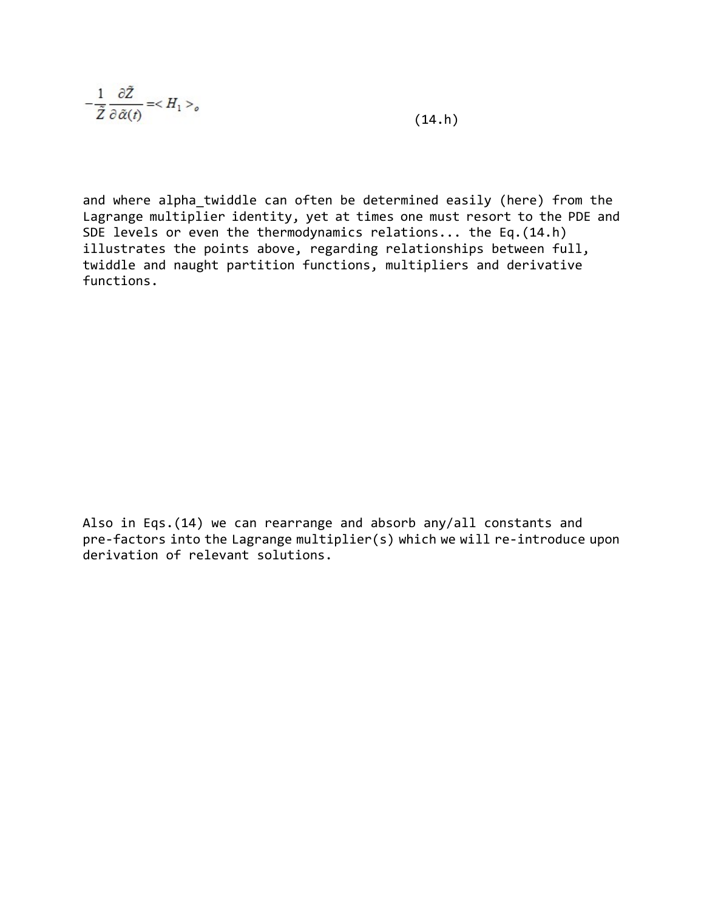$$-\frac{1}{\tilde{Z}}\frac{\partial \tilde{Z}}{\partial \tilde{\alpha}(t)} = < H_1 >_o \tag{14.h}$$

and where alpha_twiddle can often be determined easily (here) from the Lagrange multiplier identity, yet at times one must resort to the PDE and SDE levels or even the thermodynamics relations... the Eq.(14.h) illustrates the points above, regarding relationships between full, twiddle and naught partition functions, multipliers and derivative functions.

Also in Eqs.(14) we can rearrange and absorb any/all constants and pre-factors into the Lagrange multiplier(s) which we will re-introduce upon derivation of relevant solutions.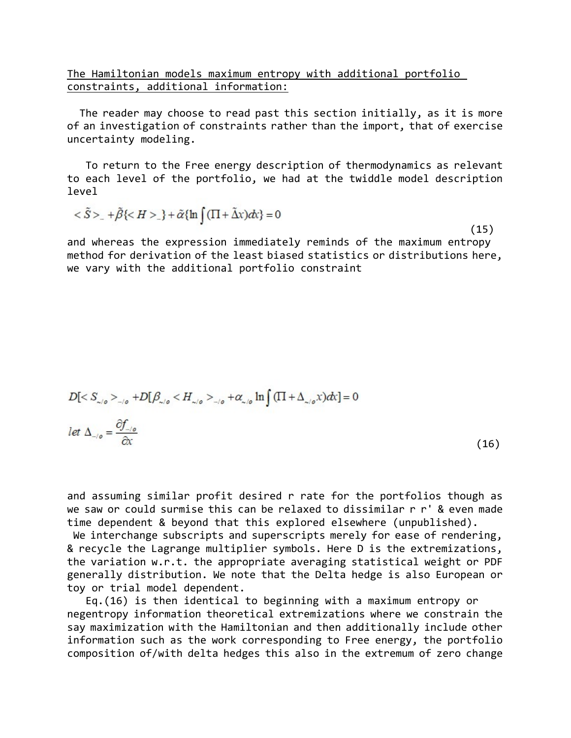The Hamiltonian models maximum entropy with additional portfolio constraints, additional information:

The reader may choose to read past this section initially, as it is more of an investigation of constraints rather than the import, that of exercise uncertainty modeling.

To return to the Free energy description of thermodynamics as relevant to each level of the portfolio, we had at the twiddle model description level

$$< \tilde{S} >_{\_} + \tilde{\beta}\{< H >_{\_}\} + \tilde{\alpha}\{\ln \int (\Pi + \tilde{\Delta} x) dx\} = 0 \tag{15}$$

and whereas the expression immediately reminds of the maximum entropy method for derivation of the least biased statistics or distributions here, we vary with the additional portfolio constraint

$$D[< S_{\sim/o} >_{\_/o} + D[\beta_{\sim/o} < H_{\sim/o} >_{\_/o} + \alpha_{\sim/o} \ln \int (\Pi + \Delta_{\sim/o} x) dx] = 0$$

$$let \ \Delta_{\_/o} = \frac{\partial f_{\_/o}}{\partial x} \tag{16}$$

and assuming similar profit desired r rate for the portfolios though as we saw or could surmise this can be relaxed to dissimilar r r' & even made time dependent & beyond that this explored elsewhere (unpublished).

We interchange subscripts and superscripts merely for ease of rendering, & recycle the Lagrange multiplier symbols. Here D is the extremizations, the variation w.r.t. the appropriate averaging statistical weight or PDF generally distribution. We note that the Delta hedge is also European or toy or trial model dependent.

Eq.(16) is then identical to beginning with a maximum entropy or negentropy information theoretical extremizations where we constrain the say maximization with the Hamiltonian and then additionally include other information such as the work corresponding to Free energy, the portfolio composition of/with delta hedges this also in the extremum of zero change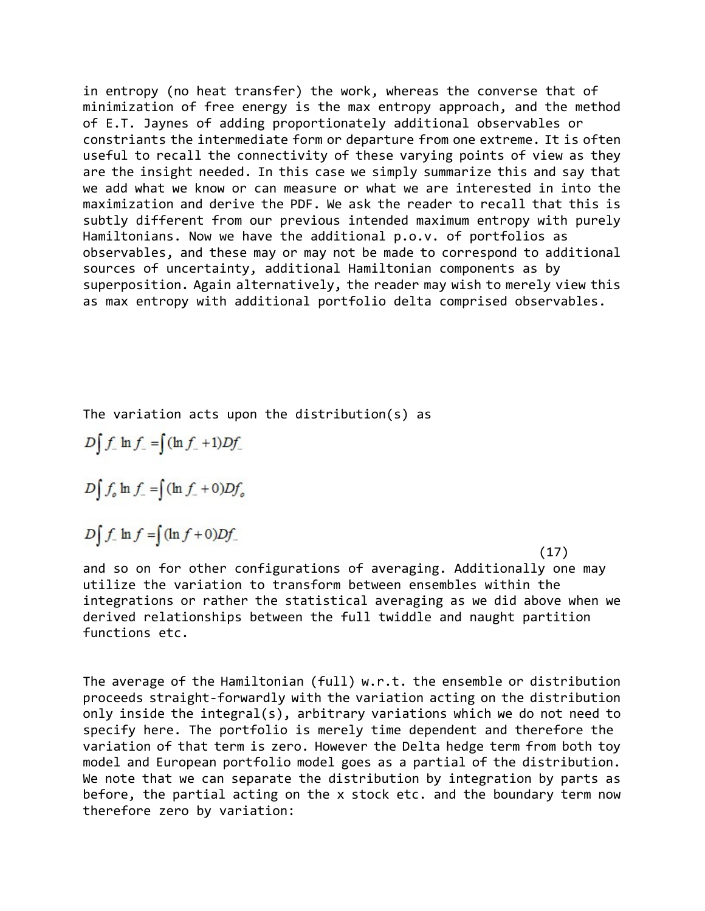in entropy (no heat transfer) the work, whereas the converse that of minimization of free energy is the max entropy approach, and the method of E.T. Jaynes of adding proportionately additional observables or constriants the intermediate form or departure from one extreme. It is often useful to recall the connectivity of these varying points of view as they are the insight needed. In this case we simply summarize this and say that we add what we know or can measure or what we are interested in into the maximization and derive the PDF. We ask the reader to recall that this is subtly different from our previous intended maximum entropy with purely Hamiltonians. Now we have the additional p.o.v. of portfolios as observables, and these may or may not be made to correspond to additional sources of uncertainty, additional Hamiltonian components as by superposition. Again alternatively, the reader may wish to merely view this as max entropy with additional portfolio delta comprised observables.

The variation acts upon the distribution(s) as

$$D\int f_{\sim} \ln f_{\sim} = \int (\ln f_{\sim} + 1) Df_{\sim}$$

$$D\int f_{o} \ln f_{\sim} = \int (\ln f_{\sim} + 0) Df_{o}$$

$$D\int f_{\sim} \ln f = \int (\ln f + 0) Df_{\sim} \tag{17}$$

and so on for other configurations of averaging. Additionally one may utilize the variation to transform between ensembles within the integrations or rather the statistical averaging as we did above when we derived relationships between the full twiddle and naught partition functions etc.

The average of the Hamiltonian (full) w.r.t. the ensemble or distribution proceeds straight-forwardly with the variation acting on the distribution only inside the integral(s), arbitrary variations which we do not need to specify here. The portfolio is merely time dependent and therefore the variation of that term is zero. However the Delta hedge term from both toy model and European portfolio model goes as a partial of the distribution. We note that we can separate the distribution by integration by parts as before, the partial acting on the x stock etc. and the boundary term now therefore zero by variation: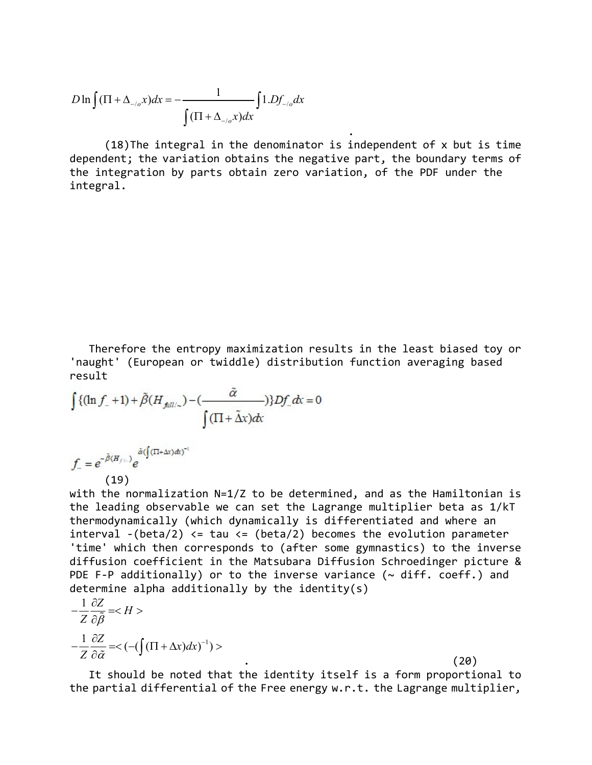$$D\ln\int(\Pi+\Delta_{-/o}x)dx=-\frac{1}{\int(\Pi+\Delta_{-/o}x)dx}\int 1.Df_{-/o}dx$$

.

(18)The integral in the denominator is independent of x but is time dependent; the variation obtains the negative part, the boundary terms of the integration by parts obtain zero variation, of the PDF under the integral.

Therefore the entropy maximization results in the least biased toy or 'naught' (European or twiddle) distribution function averaging based result

$$\int\{(\ln f_{-}+1)+\tilde{\beta}(H_{full/\sim})-(\frac{\tilde{\alpha}}{\int(\Pi+\tilde{\Delta}x)dx})\}Df_{-}dx=0$$

$$f_{-}=e^{-\tilde{\beta}(H_{f/\sim})}e^{\tilde{\alpha}(\int(\Pi+\Delta x)dx)^{-1}}$$

(19)

with the normalization N=1/Z to be determined, and as the Hamiltonian is the leading observable we can set the Lagrange multiplier beta as 1/kT thermodynamically (which dynamically is differentiated and where an interval -(beta/2) <= tau <= (beta/2) becomes the evolution parameter 'time' which then corresponds to (after some gymnastics) to the inverse diffusion coefficient in the Matsubara Diffusion Schroedinger picture & PDE F-P additionally) or to the inverse variance (~ diff. coeff.) and determine alpha additionally by the identity(s)

$$-\frac{1}{Z}\frac{\partial Z}{\partial\tilde{\beta}}=<H>$$

$$-\frac{1}{Z}\frac{\partial Z}{\partial\tilde{\alpha}}=<(-(\int(\Pi+\Delta x)dx)^{-1})>$$

. (20)

It should be noted that the identity itself is a form proportional to the partial differential of the Free energy w.r.t. the Lagrange multiplier,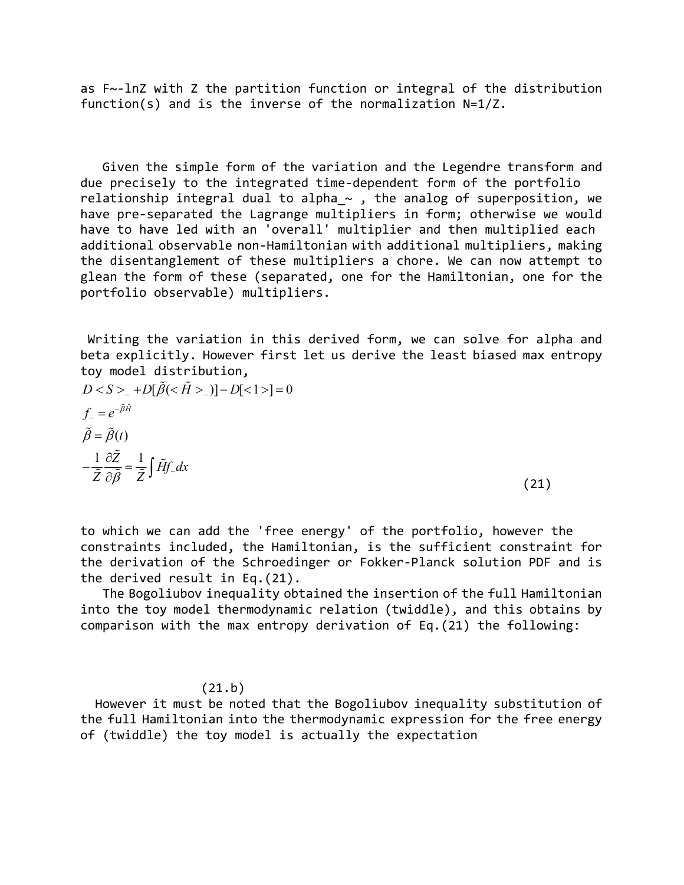as F~-lnZ with Z the partition function or integral of the distribution function(s) and is the inverse of the normalization N=1/Z.

Given the simple form of the variation and the Legendre transform and due precisely to the integrated time-dependent form of the portfolio relationship integral dual to alpha_~ , the analog of superposition, we have pre-separated the Lagrange multipliers in form; otherwise we would have to have led with an 'overall' multiplier and then multiplied each additional observable non-Hamiltonian with additional multipliers, making the disentanglement of these multipliers a chore. We can now attempt to glean the form of these (separated, one for the Hamiltonian, one for the portfolio observable) multipliers.

Writing the variation in this derived form, we can solve for alpha and beta explicitly. However first let us derive the least biased max entropy toy model distribution,

$$
\begin{aligned}
& D < S >_{\_} + D[\tilde{\beta}(<\tilde{H}>_{\_})] - D[<1>] = 0 \\
& f_{\_} = e^{-\tilde{\beta}\tilde{H}} \\
& \tilde{\beta} = \tilde{\beta}(t) \\
& -\frac{1}{\tilde{Z}}\frac{\partial \tilde{Z}}{\partial \tilde{\beta}} = \frac{1}{\tilde{Z}}\int \tilde{H} f_{\_} dx
\end{aligned} \tag{21}
$$

to which we can add the 'free energy' of the portfolio, however the constraints included, the Hamiltonian, is the sufficient constraint for the derivation of the Schroedinger or Fokker-Planck solution PDF and is the derived result in Eq.(21).

The Bogoliubov inequality obtained the insertion of the full Hamiltonian into the toy model thermodynamic relation (twiddle), and this obtains by comparison with the max entropy derivation of Eq.(21) the following:

(21.b)

However it must be noted that the Bogoliubov inequality substitution of the full Hamiltonian into the thermodynamic expression for the free energy of (twiddle) the toy model is actually the expectation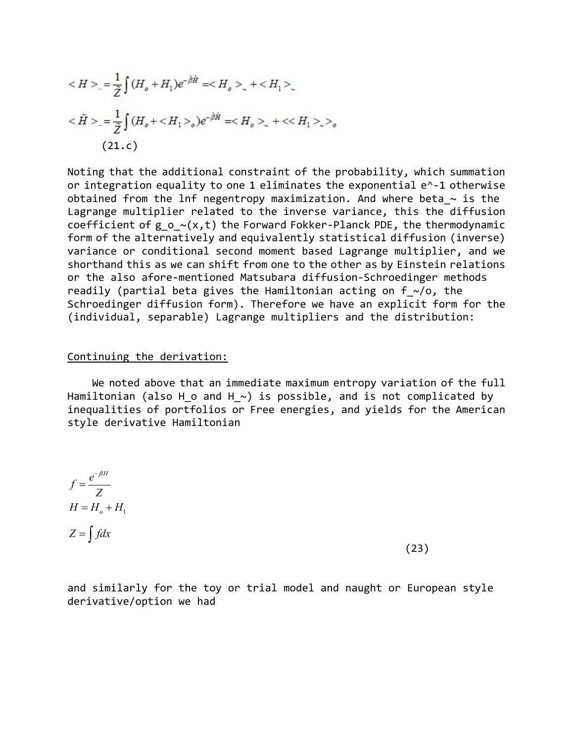$$< H >_{\sim} = \frac{1}{\tilde{Z}} \int (H_o + H_1) e^{-\tilde{\beta}\tilde{H}} = < H_o >_{\sim} + < H_1 >_{\sim}$$

$$< \tilde{H} >_{\sim} = \frac{1}{\tilde{Z}} \int (H_o + < H_1 >_o) e^{-\tilde{\beta}\tilde{H}} = < H_o >_{\sim} + << H_1 >_{\sim} >_o$$

(21.c)

Noting that the additional constraint of the probability, which summation or integration equality to one 1 eliminates the exponential e^-1 otherwise obtained from the lnf negentropy maximization. And where beta_~ is the Lagrange multiplier related to the inverse variance, this the diffusion coefficient of g_o_~(x,t) the Forward Fokker-Planck PDE, the thermodynamic form of the alternatively and equivalently statistical diffusion (inverse) variance or conditional second moment based Lagrange multiplier, and we shorthand this as we can shift from one to the other as by Einstein relations or the also afore-mentioned Matsubara diffusion-Schroedinger methods readily (partial beta gives the Hamiltonian acting on f_~/o, the Schroedinger diffusion form). Therefore we have an explicit form for the (individual, separable) Lagrange multipliers and the distribution:

<u>Continuing the derivation:</u>

We noted above that an immediate maximum entropy variation of the full Hamiltonian (also H_o and H_~) is possible, and is not complicated by inequalities of portfolios or Free energies, and yields for the American style derivative Hamiltonian

$$f = \frac{e^{-\beta H}}{Z}$$
$$H = H_o + H_1$$
$$Z = \int f dx \qquad (23)$$

and similarly for the toy or trial model and naught or European style derivative/option we had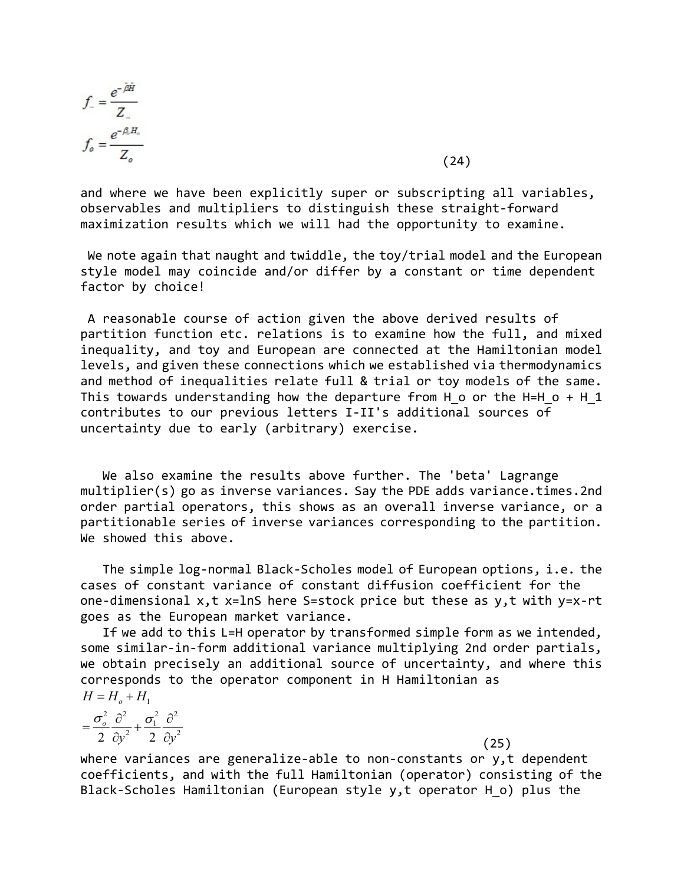$$f_{-} = \frac{e^{-\tilde{\beta}\tilde{H}}}{Z_{-}}$$

$$f_{o} = \frac{e^{-\beta_o H_o}}{Z_o} \tag{24}$$

and where we have been explicitly super or subscripting all variables, observables and multipliers to distinguish these straight-forward maximization results which we will had the opportunity to examine.

We note again that naught and twiddle, the toy/trial model and the European style model may coincide and/or differ by a constant or time dependent factor by choice!

A reasonable course of action given the above derived results of partition function etc. relations is to examine how the full, and mixed inequality, and toy and European are connected at the Hamiltonian model levels, and given these connections which we established via thermodynamics and method of inequalities relate full & trial or toy models of the same. This towards understanding how the departure from $H_o$ or the $H=H_o + H_1$ contributes to our previous letters I-II's additional sources of uncertainty due to early (arbitrary) exercise.

We also examine the results above further. The 'beta' Lagrange multiplier(s) go as inverse variances. Say the PDE adds variance.times.2nd order partial operators, this shows as an overall inverse variance, or a partitionable series of inverse variances corresponding to the partition. We showed this above.

The simple log-normal Black-Scholes model of European options, i.e. the cases of constant variance of constant diffusion coefficient for the one-dimensional x,t x=lnS here S=stock price but these as y,t with y=x-rt goes as the European market variance.

If we add to this L=H operator by transformed simple form as we intended, some similar-in-form additional variance multiplying 2nd order partials, we obtain precisely an additional source of uncertainty, and where this corresponds to the operator component in H Hamiltonian as

$$\begin{aligned} H &= H_o + H_1 \\ &= \frac{\sigma_o^2}{2}\frac{\partial^2}{\partial y^2} + \frac{\sigma_1^2}{2}\frac{\partial^2}{\partial y^2} \end{aligned} \tag{25}$$

where variances are generalize-able to non-constants or y,t dependent coefficients, and with the full Hamiltonian (operator) consisting of the Black-Scholes Hamiltonian (European style y,t operator H_o) plus the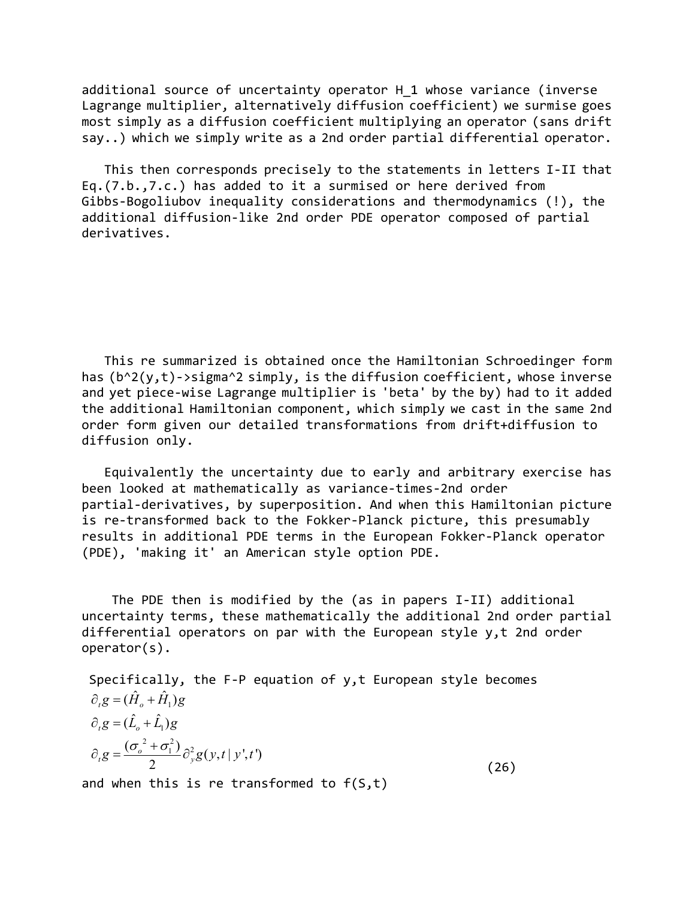additional source of uncertainty operator H_1 whose variance (inverse Lagrange multiplier, alternatively diffusion coefficient) we surmise goes most simply as a diffusion coefficient multiplying an operator (sans drift say..) which we simply write as a 2nd order partial differential operator.

This then corresponds precisely to the statements in letters I-II that Eq.(7.b.,7.c.) has added to it a surmised or here derived from Gibbs-Bogoliubov inequality considerations and thermodynamics (!), the additional diffusion-like 2nd order PDE operator composed of partial derivatives.

This re summarized is obtained once the Hamiltonian Schroedinger form has (b^2(y,t)->sigma^2 simply, is the diffusion coefficient, whose inverse and yet piece-wise Lagrange multiplier is 'beta' by the by) had to it added the additional Hamiltonian component, which simply we cast in the same 2nd order form given our detailed transformations from drift+diffusion to diffusion only.

Equivalently the uncertainty due to early and arbitrary exercise has been looked at mathematically as variance-times-2nd order partial-derivatives, by superposition. And when this Hamiltonian picture is re-transformed back to the Fokker-Planck picture, this presumably results in additional PDE terms in the European Fokker-Planck operator (PDE), 'making it' an American style option PDE.

The PDE then is modified by the (as in papers I-II) additional uncertainty terms, these mathematically the additional 2nd order partial differential operators on par with the European style y,t 2nd order operator(s).

Specifically, the F-P equation of y,t European style becomes

$$
\begin{aligned}
\partial_t g &= (\hat{H}_o + \hat{H}_1) g \\
\partial_t g &= (\hat{L}_o + \hat{L}_1) g \\
\partial_t g &= \frac{(\sigma_o^{\,2} + \sigma_1^2)}{2} \partial_y^2 g(y,t \mid y',t')
\end{aligned}
\qquad (26)
$$

and when this is re transformed to f(S,t)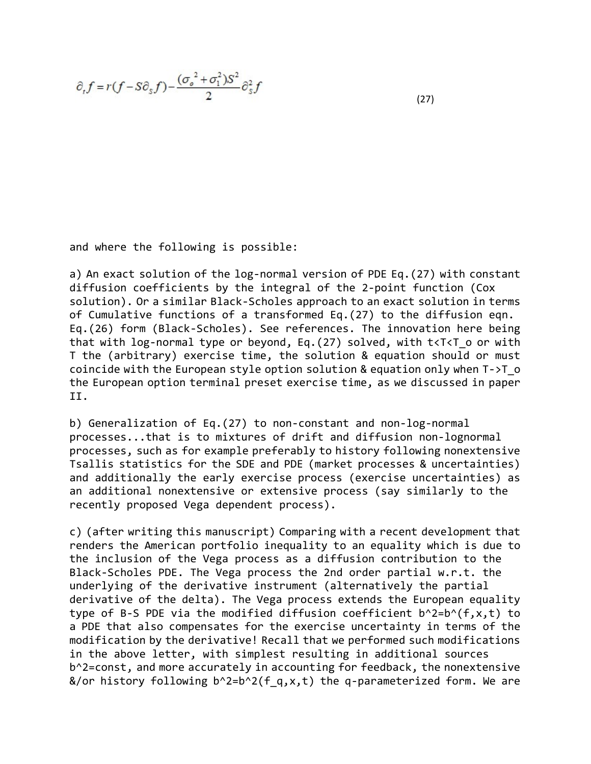$$\partial_t f = r(f - S\partial_S f) - \frac{(\sigma_o^2 + \sigma_1^2)S^2}{2}\partial_S^2 f \tag{27}$$

and where the following is possible:

a) An exact solution of the log-normal version of PDE Eq.(27) with constant diffusion coefficients by the integral of the 2-point function (Cox solution). Or a similar Black-Scholes approach to an exact solution in terms of Cumulative functions of a transformed Eq.(27) to the diffusion eqn. Eq.(26) form (Black-Scholes). See references. The innovation here being that with log-normal type or beyond, Eq.(27) solved, with $t<T<T_o$ or with T the (arbitrary) exercise time, the solution & equation should or must coincide with the European style option solution & equation only when $T \to T_o$ the European option terminal preset exercise time, as we discussed in paper II.

b) Generalization of Eq.(27) to non-constant and non-log-normal processes...that is to mixtures of drift and diffusion non-lognormal processes, such as for example preferably to history following nonextensive Tsallis statistics for the SDE and PDE (market processes & uncertainties) and additionally the early exercise process (exercise uncertainties) as an additional nonextensive or extensive process (say similarly to the recently proposed Vega dependent process).

c) (after writing this manuscript) Comparing with a recent development that renders the American portfolio inequality to an equality which is due to the inclusion of the Vega process as a diffusion contribution to the Black-Scholes PDE. The Vega process the 2nd order partial w.r.t. the underlying of the derivative instrument (alternatively the partial derivative of the delta). The Vega process extends the European equality type of B-S PDE via the modified diffusion coefficient $b^2=b^\wedge(f,x,t)$ to a PDE that also compensates for the exercise uncertainty in terms of the modification by the derivative! Recall that we performed such modifications in the above letter, with simplest resulting in additional sources $b^2=const$, and more accurately in accounting for feedback, the nonextensive &/or history following $b^2=b^2(f_q,x,t)$ the q-parameterized form. We are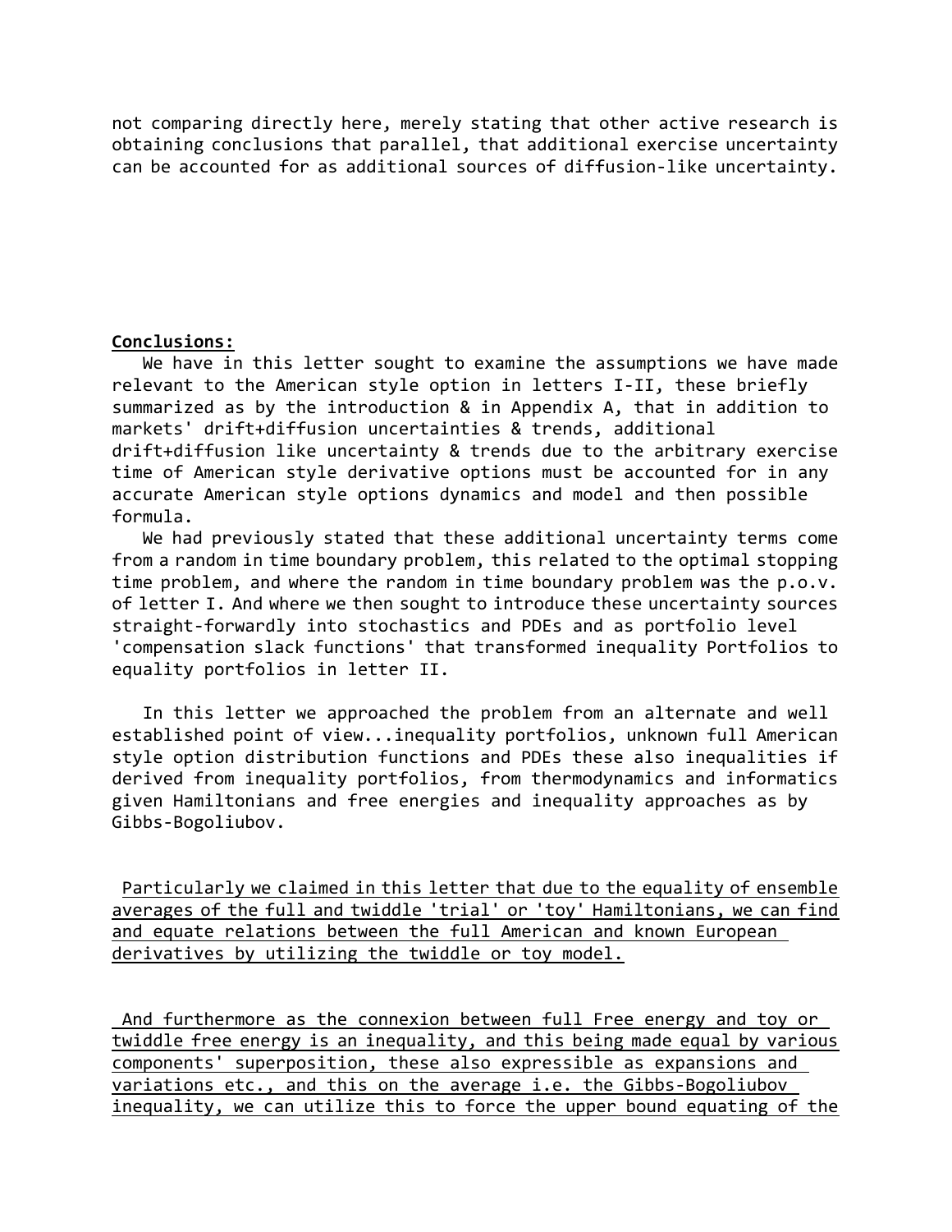not comparing directly here, merely stating that other active research is obtaining conclusions that parallel, that additional exercise uncertainty can be accounted for as additional sources of diffusion-like uncertainty.

**Conclusions:**

We have in this letter sought to examine the assumptions we have made relevant to the American style option in letters I-II, these briefly summarized as by the introduction & in Appendix A, that in addition to markets' drift+diffusion uncertainties & trends, additional drift+diffusion like uncertainty & trends due to the arbitrary exercise time of American style derivative options must be accounted for in any accurate American style options dynamics and model and then possible formula.

We had previously stated that these additional uncertainty terms come from a random in time boundary problem, this related to the optimal stopping time problem, and where the random in time boundary problem was the p.o.v. of letter I. And where we then sought to introduce these uncertainty sources straight-forwardly into stochastics and PDEs and as portfolio level 'compensation slack functions' that transformed inequality Portfolios to equality portfolios in letter II.

In this letter we approached the problem from an alternate and well established point of view...inequality portfolios, unknown full American style option distribution functions and PDEs these also inequalities if derived from inequality portfolios, from thermodynamics and informatics given Hamiltonians and free energies and inequality approaches as by Gibbs-Bogoliubov.

Particularly we claimed in this letter that due to the equality of ensemble averages of the full and twiddle 'trial' or 'toy' Hamiltonians, we can find and equate relations between the full American and known European derivatives by utilizing the twiddle or toy model.

And furthermore as the connexion between full Free energy and toy or twiddle free energy is an inequality, and this being made equal by various components' superposition, these also expressible as expansions and variations etc., and this on the average i.e. the Gibbs-Bogoliubov inequality, we can utilize this to force the upper bound equating of the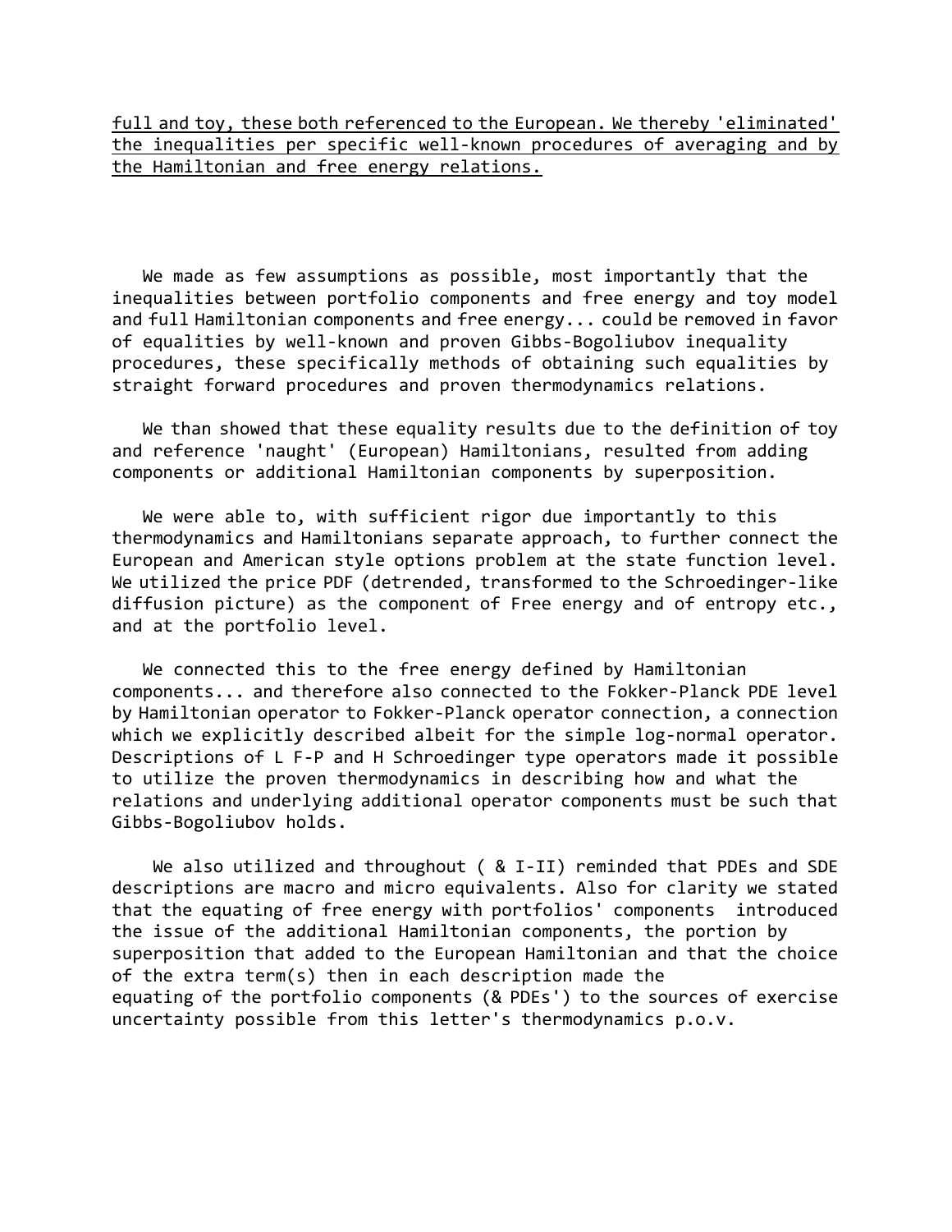<u>full and toy, these both referenced to the European. We thereby 'eliminated' the inequalities per specific well-known procedures of averaging and by the Hamiltonian and free energy relations.</u>

We made as few assumptions as possible, most importantly that the inequalities between portfolio components and free energy and toy model and full Hamiltonian components and free energy... could be removed in favor of equalities by well-known and proven Gibbs-Bogoliubov inequality procedures, these specifically methods of obtaining such equalities by straight forward procedures and proven thermodynamics relations.

We than showed that these equality results due to the definition of toy and reference 'naught' (European) Hamiltonians, resulted from adding components or additional Hamiltonian components by superposition.

We were able to, with sufficient rigor due importantly to this thermodynamics and Hamiltonians separate approach, to further connect the European and American style options problem at the state function level. We utilized the price PDF (detrended, transformed to the Schroedinger-like diffusion picture) as the component of Free energy and of entropy etc., and at the portfolio level.

We connected this to the free energy defined by Hamiltonian components... and therefore also connected to the Fokker-Planck PDE level by Hamiltonian operator to Fokker-Planck operator connection, a connection which we explicitly described albeit for the simple log-normal operator. Descriptions of L F-P and H Schroedinger type operators made it possible to utilize the proven thermodynamics in describing how and what the relations and underlying additional operator components must be such that Gibbs-Bogoliubov holds.

We also utilized and throughout ( & I-II) reminded that PDEs and SDE descriptions are macro and micro equivalents. Also for clarity we stated that the equating of free energy with portfolios' components introduced the issue of the additional Hamiltonian components, the portion by superposition that added to the European Hamiltonian and that the choice of the extra term(s) then in each description made the equating of the portfolio components (& PDEs') to the sources of exercise uncertainty possible from this letter's thermodynamics p.o.v.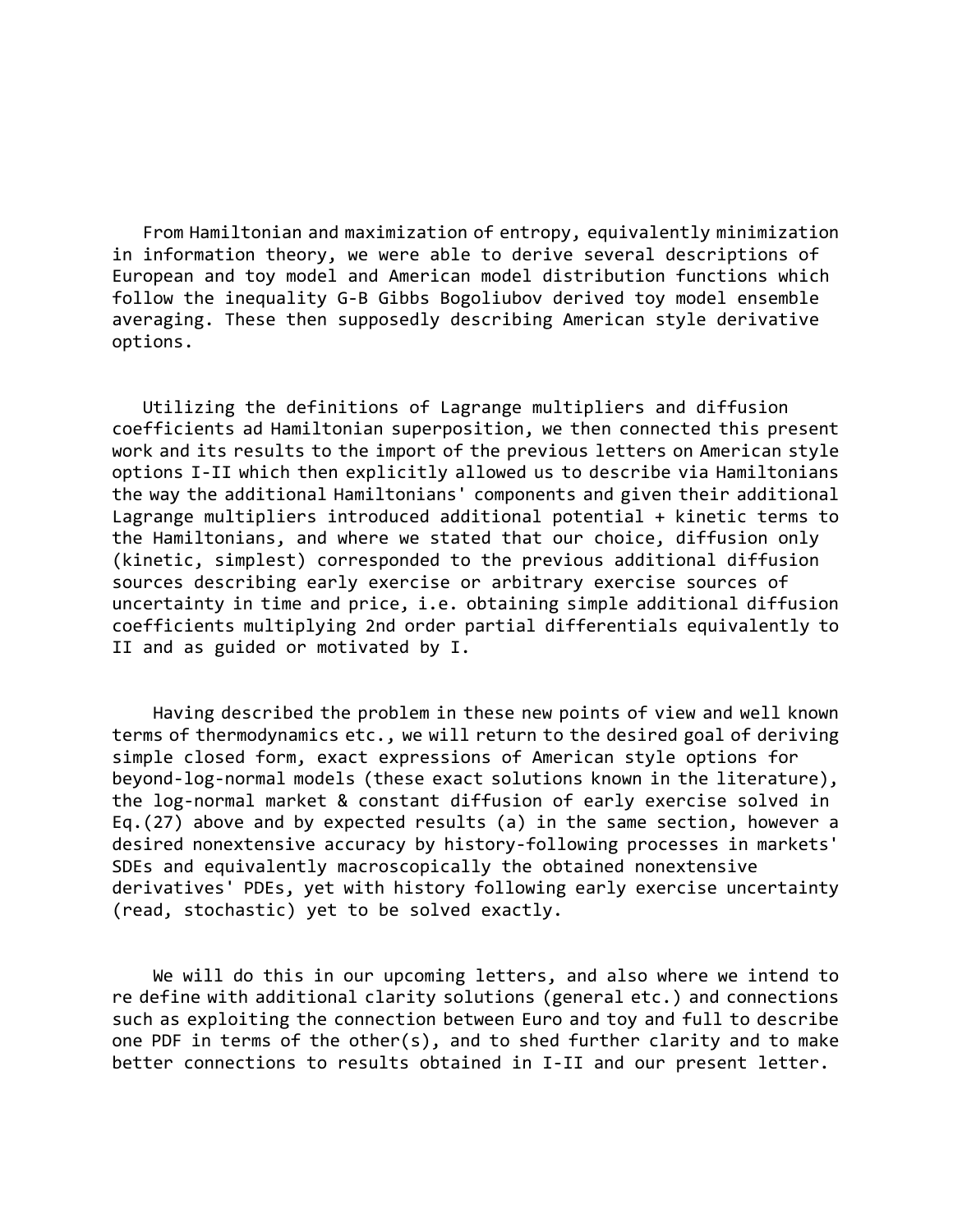From Hamiltonian and maximization of entropy, equivalently minimization in information theory, we were able to derive several descriptions of European and toy model and American model distribution functions which follow the inequality G-B Gibbs Bogoliubov derived toy model ensemble averaging. These then supposedly describing American style derivative options.

Utilizing the definitions of Lagrange multipliers and diffusion coefficients ad Hamiltonian superposition, we then connected this present work and its results to the import of the previous letters on American style options I-II which then explicitly allowed us to describe via Hamiltonians the way the additional Hamiltonians' components and given their additional Lagrange multipliers introduced additional potential + kinetic terms to the Hamiltonians, and where we stated that our choice, diffusion only (kinetic, simplest) corresponded to the previous additional diffusion sources describing early exercise or arbitrary exercise sources of uncertainty in time and price, i.e. obtaining simple additional diffusion coefficients multiplying 2nd order partial differentials equivalently to II and as guided or motivated by I.

Having described the problem in these new points of view and well known terms of thermodynamics etc., we will return to the desired goal of deriving simple closed form, exact expressions of American style options for beyond-log-normal models (these exact solutions known in the literature), the log-normal market & constant diffusion of early exercise solved in Eq.(27) above and by expected results (a) in the same section, however a desired nonextensive accuracy by history-following processes in markets' SDEs and equivalently macroscopically the obtained nonextensive derivatives' PDEs, yet with history following early exercise uncertainty (read, stochastic) yet to be solved exactly.

We will do this in our upcoming letters, and also where we intend to re define with additional clarity solutions (general etc.) and connections such as exploiting the connection between Euro and toy and full to describe one PDF in terms of the other(s), and to shed further clarity and to make better connections to results obtained in I-II and our present letter.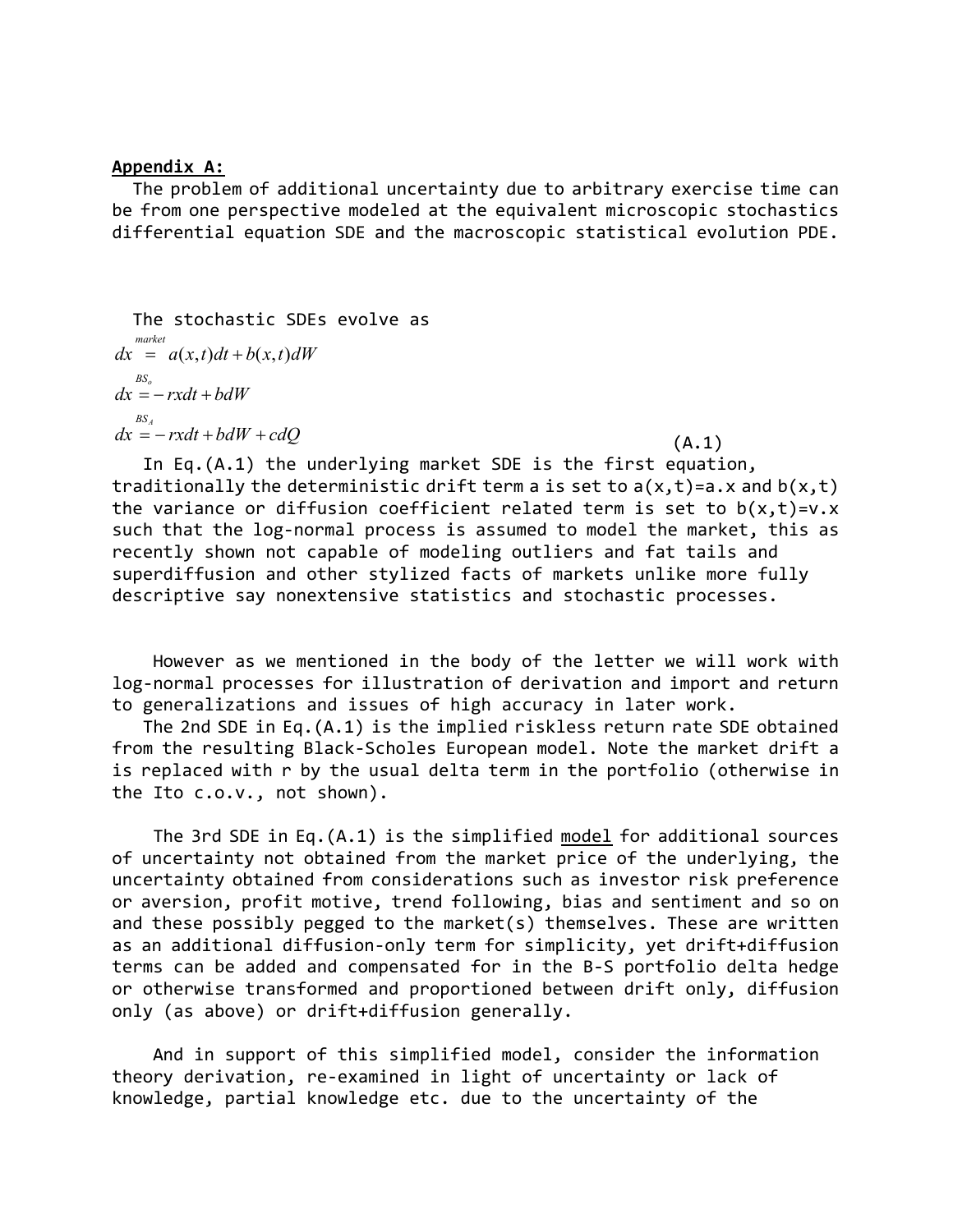**Appendix A:**

The problem of additional uncertainty due to arbitrary exercise time can be from one perspective modeled at the equivalent microscopic stochastics differential equation SDE and the macroscopic statistical evolution PDE.

The stochastic SDEs evolve as

$$
\begin{aligned}
\overset{market}{dx} &= a(x,t)dt + b(x,t)dW \\
\overset{BS_o}{dx} &= -rxdt + bdW \\
\overset{BS_A}{dx} &= -rxdt + bdW + cdQ
\end{aligned}
\tag{A.1}
$$

In Eq.(A.1) the underlying market SDE is the first equation, traditionally the deterministic drift term a is set to a(x,t)=a.x and b(x,t) the variance or diffusion coefficient related term is set to b(x,t)=v.x such that the log-normal process is assumed to model the market, this as recently shown not capable of modeling outliers and fat tails and superdiffusion and other stylized facts of markets unlike more fully descriptive say nonextensive statistics and stochastic processes.

However as we mentioned in the body of the letter we will work with log-normal processes for illustration of derivation and import and return to generalizations and issues of high accuracy in later work.

The 2nd SDE in Eq.(A.1) is the implied riskless return rate SDE obtained from the resulting Black-Scholes European model. Note the market drift a is replaced with r by the usual delta term in the portfolio (otherwise in the Ito c.o.v., not shown).

The 3rd SDE in Eq.(A.1) is the simplified model for additional sources of uncertainty not obtained from the market price of the underlying, the uncertainty obtained from considerations such as investor risk preference or aversion, profit motive, trend following, bias and sentiment and so on and these possibly pegged to the market(s) themselves. These are written as an additional diffusion-only term for simplicity, yet drift+diffusion terms can be added and compensated for in the B-S portfolio delta hedge or otherwise transformed and proportioned between drift only, diffusion only (as above) or drift+diffusion generally.

And in support of this simplified model, consider the information theory derivation, re-examined in light of uncertainty or lack of knowledge, partial knowledge etc. due to the uncertainty of the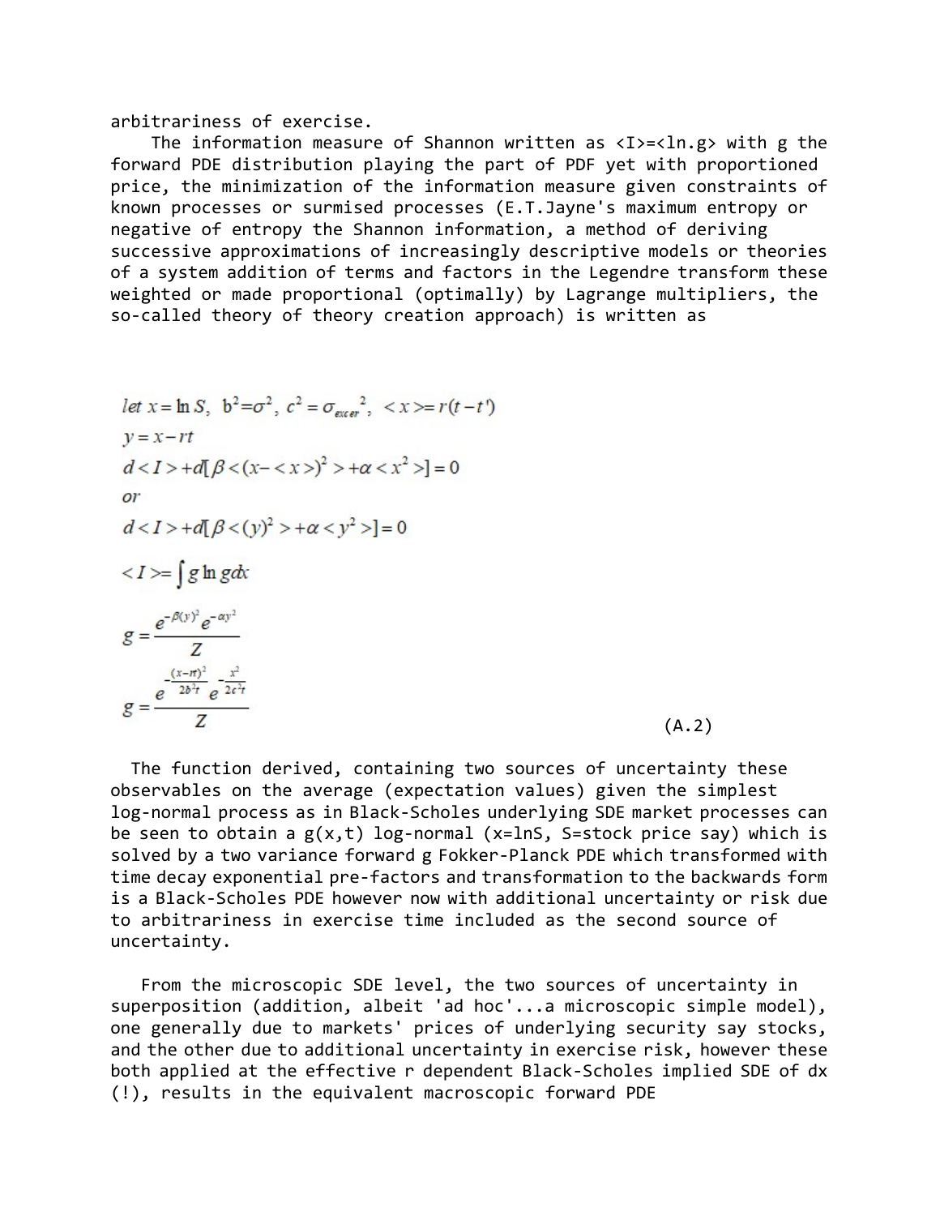arbitrariness of exercise.

The information measure of Shannon written as <I>=<ln.g> with g the forward PDE distribution playing the part of PDF yet with proportioned price, the minimization of the information measure given constraints of known processes or surmised processes (E.T.Jayne's maximum entropy or negative of entropy the Shannon information, a method of deriving successive approximations of increasingly descriptive models or theories of a system addition of terms and factors in the Legendre transform these weighted or made proportional (optimally) by Lagrange multipliers, the so-called theory of theory creation approach) is written as

$$
\begin{aligned}
&let\ x = \ln S,\ \ b^2 = \sigma^2,\ c^2 = \sigma_{excer}{}^2,\ <x> = r(t-t') \\
&y = x - rt \\
&d<I> + d[\beta<(x-<x>)^2> + \alpha<x^2>] = 0 \\
&or \\
&d<I> + d[\beta<(y)^2> + \alpha<y^2>] = 0 \\
&<I> = \int g \ln g dx \\
&g = \frac{e^{-\beta(y)^2} e^{-\alpha y^2}}{Z} \\
&g = \frac{e^{-\frac{(x-rt)^2}{2b^2t}} e^{-\frac{x^2}{2c^2t}}}{Z}
\end{aligned}
\tag{A.2}
$$

The function derived, containing two sources of uncertainty these observables on the average (expectation values) given the simplest log-normal process as in Black-Scholes underlying SDE market processes can be seen to obtain a g(x,t) log-normal (x=lnS, S=stock price say) which is solved by a two variance forward g Fokker-Planck PDE which transformed with time decay exponential pre-factors and transformation to the backwards form is a Black-Scholes PDE however now with additional uncertainty or risk due to arbitrariness in exercise time included as the second source of uncertainty.

From the microscopic SDE level, the two sources of uncertainty in superposition (addition, albeit 'ad hoc'...a microscopic simple model), one generally due to markets' prices of underlying security say stocks, and the other due to additional uncertainty in exercise risk, however these both applied at the effective r dependent Black-Scholes implied SDE of dx (!), results in the equivalent macroscopic forward PDE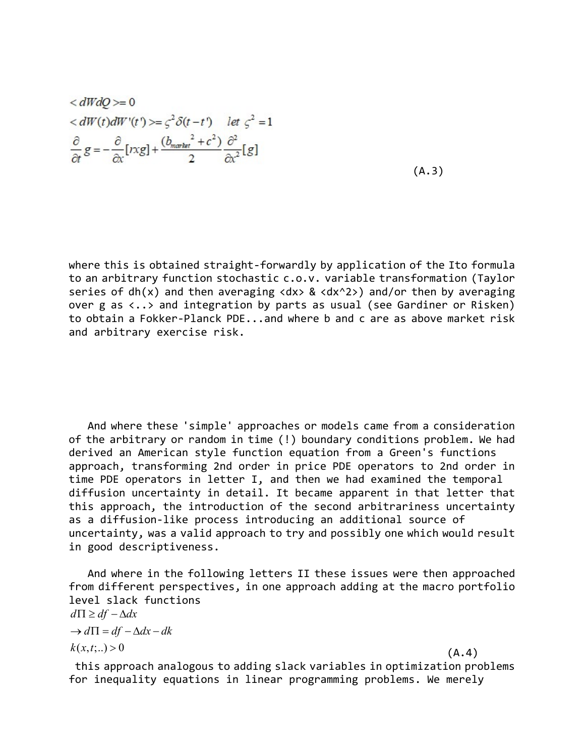$$
\begin{aligned}
&< dWdQ >= 0 \\
&< dW(t)dW'(t') >= \varsigma^2 \delta(t-t') \quad let\ \varsigma^2 = 1 \\
&\frac{\partial}{\partial t} g = -\frac{\partial}{\partial x}[rxg] + \frac{(b_{market}{}^2 + c^2)}{2} \frac{\partial^2}{\partial x^2}[g]
\end{aligned}
\tag{A.3}
$$

where this is obtained straight-forwardly by application of the Ito formula to an arbitrary function stochastic c.o.v. variable transformation (Taylor series of dh(x) and then averaging <dx> & <dx^2>) and/or then by averaging over g as <..> and integration by parts as usual (see Gardiner or Risken) to obtain a Fokker-Planck PDE...and where b and c are as above market risk and arbitrary exercise risk.

And where these 'simple' approaches or models came from a consideration of the arbitrary or random in time (!) boundary conditions problem. We had derived an American style function equation from a Green's functions approach, transforming 2nd order in price PDE operators to 2nd order in time PDE operators in letter I, and then we had examined the temporal diffusion uncertainty in detail. It became apparent in that letter that this approach, the introduction of the second arbitrariness uncertainty as a diffusion-like process introducing an additional source of uncertainty, was a valid approach to try and possibly one which would result in good descriptiveness.

And where in the following letters II these issues were then approached from different perspectives, in one approach adding at the macro portfolio level slack functions

$$
\begin{aligned}
&d\Pi \geq df - \Delta dx \\
&\to d\Pi = df - \Delta dx - dk \\
&k(x,t;..) > 0
\end{aligned}
\tag{A.4}
$$

this approach analogous to adding slack variables in optimization problems for inequality equations in linear programming problems. We merely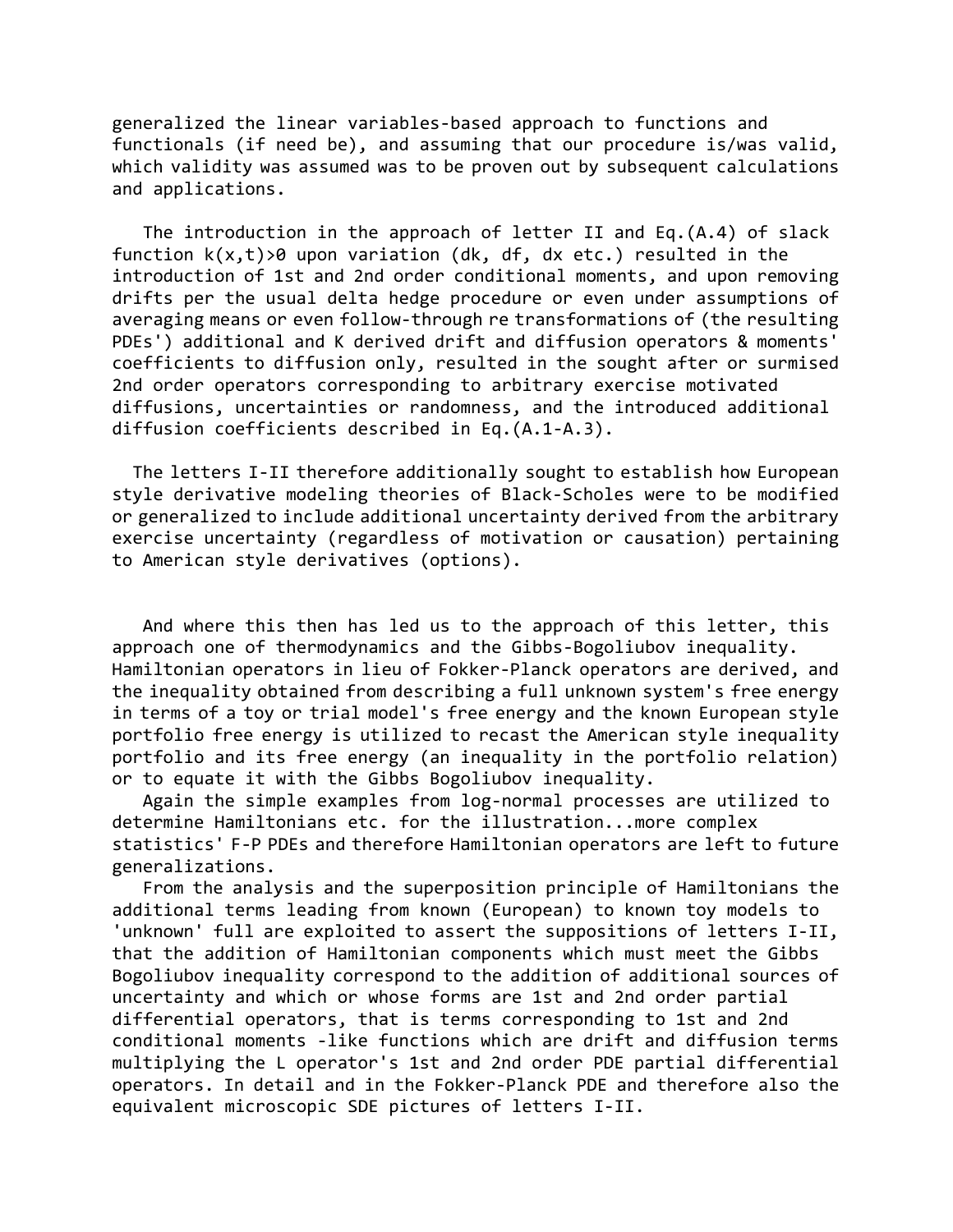generalized the linear variables-based approach to functions and functionals (if need be), and assuming that our procedure is/was valid, which validity was assumed was to be proven out by subsequent calculations and applications.

The introduction in the approach of letter II and Eq.(A.4) of slack function $k(x,t)>0$ upon variation (dk, df, dx etc.) resulted in the introduction of 1st and 2nd order conditional moments, and upon removing drifts per the usual delta hedge procedure or even under assumptions of averaging means or even follow-through re transformations of (the resulting PDEs') additional and K derived drift and diffusion operators & moments' coefficients to diffusion only, resulted in the sought after or surmised 2nd order operators corresponding to arbitrary exercise motivated diffusions, uncertainties or randomness, and the introduced additional diffusion coefficients described in Eq.(A.1-A.3).

The letters I-II therefore additionally sought to establish how European style derivative modeling theories of Black-Scholes were to be modified or generalized to include additional uncertainty derived from the arbitrary exercise uncertainty (regardless of motivation or causation) pertaining to American style derivatives (options).

And where this then has led us to the approach of this letter, this approach one of thermodynamics and the Gibbs-Bogoliubov inequality. Hamiltonian operators in lieu of Fokker-Planck operators are derived, and the inequality obtained from describing a full unknown system's free energy in terms of a toy or trial model's free energy and the known European style portfolio free energy is utilized to recast the American style inequality portfolio and its free energy (an inequality in the portfolio relation) or to equate it with the Gibbs Bogoliubov inequality.

Again the simple examples from log-normal processes are utilized to determine Hamiltonians etc. for the illustration...more complex statistics' F-P PDEs and therefore Hamiltonian operators are left to future generalizations.

From the analysis and the superposition principle of Hamiltonians the additional terms leading from known (European) to known toy models to 'unknown' full are exploited to assert the suppositions of letters I-II, that the addition of Hamiltonian components which must meet the Gibbs Bogoliubov inequality correspond to the addition of additional sources of uncertainty and which or whose forms are 1st and 2nd order partial differential operators, that is terms corresponding to 1st and 2nd conditional moments -like functions which are drift and diffusion terms multiplying the L operator's 1st and 2nd order PDE partial differential operators. In detail and in the Fokker-Planck PDE and therefore also the equivalent microscopic SDE pictures of letters I-II.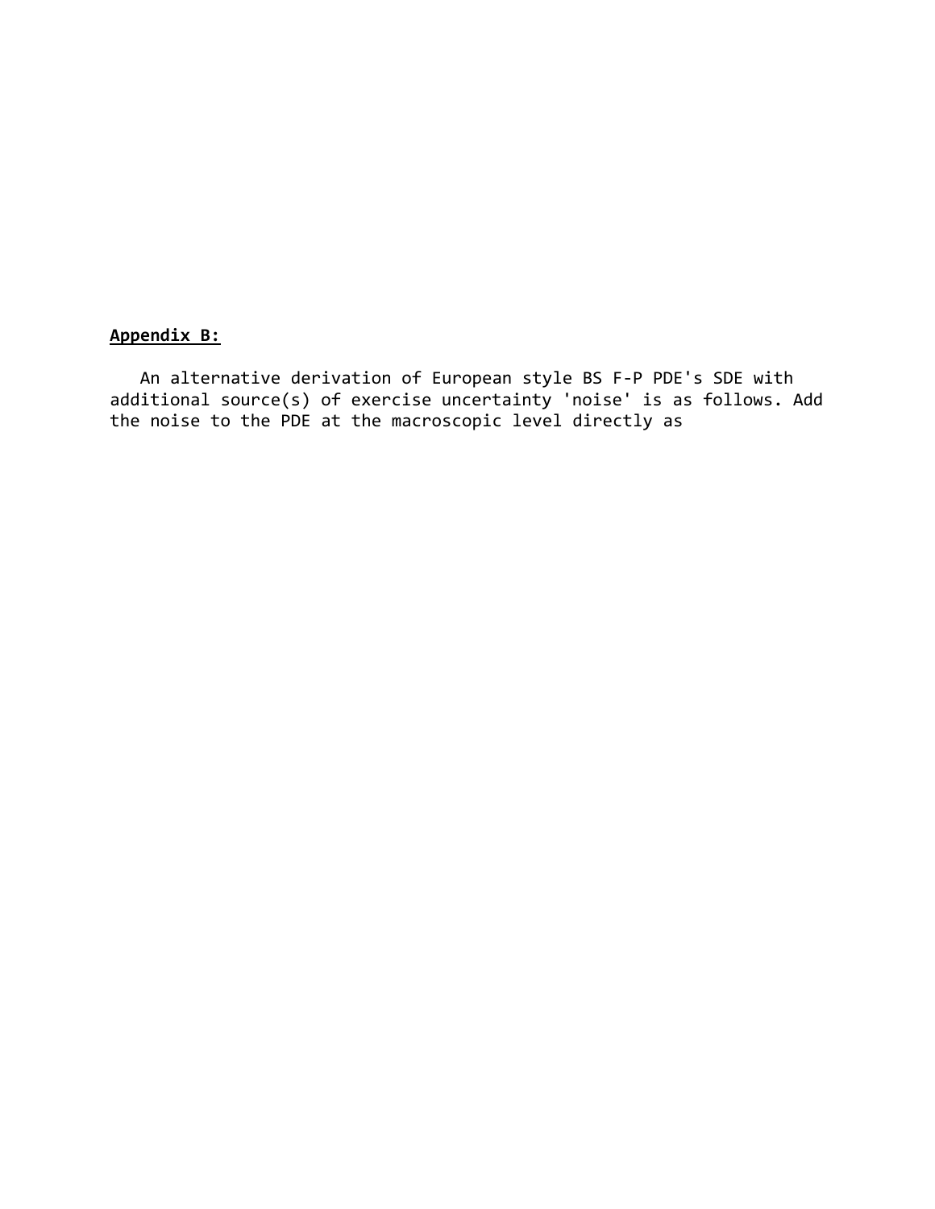**<u>Appendix B:</u>**

An alternative derivation of European style BS F-P PDE's SDE with additional source(s) of exercise uncertainty 'noise' is as follows. Add the noise to the PDE at the macroscopic level directly as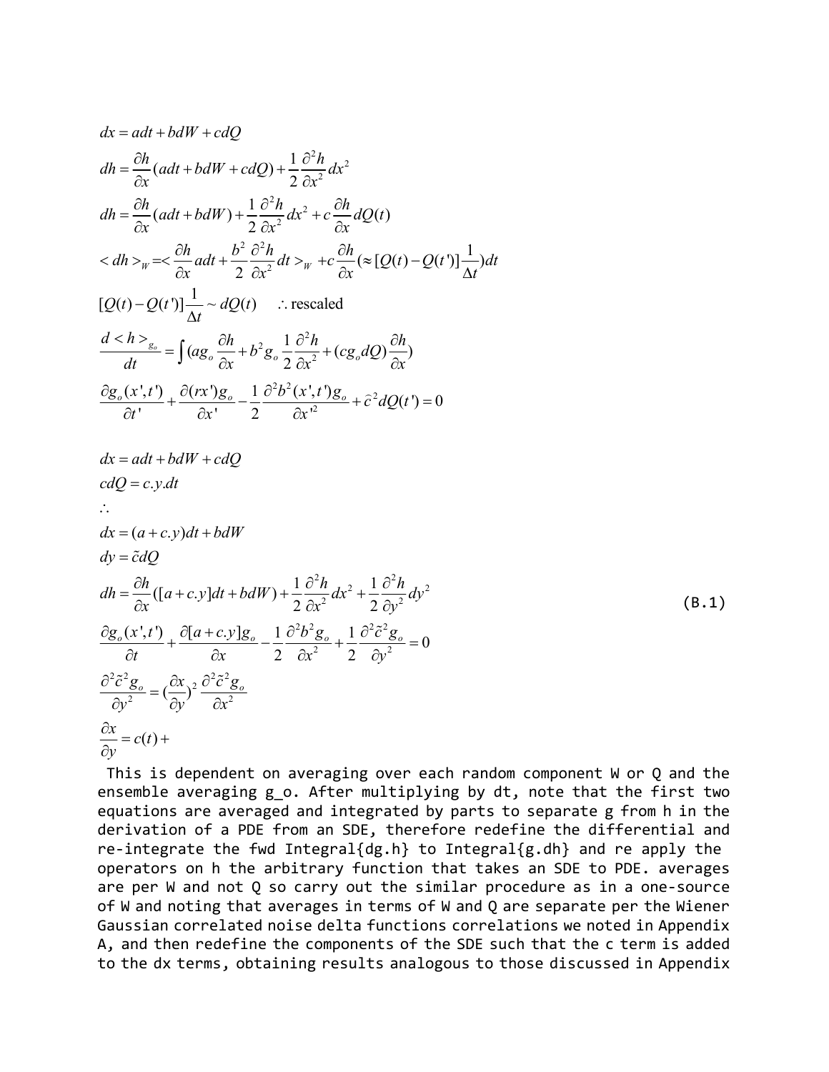$$dx = adt + bdW + cdQ$$

$$dh = \frac{\partial h}{\partial x}(adt + bdW + cdQ) + \frac{1}{2}\frac{\partial^2 h}{\partial x^2}dx^2$$

$$dh = \frac{\partial h}{\partial x}(adt + bdW) + \frac{1}{2}\frac{\partial^2 h}{\partial x^2}dx^2 + c\frac{\partial h}{\partial x}dQ(t)$$

$$< dh >_W = < \frac{\partial h}{\partial x}adt + \frac{b^2}{2}\frac{\partial^2 h}{\partial x^2}dt >_W + c\frac{\partial h}{\partial x}(\approx [Q(t) - Q(t')]\frac{1}{\Delta t})dt$$

$$[Q(t) - Q(t')]\frac{1}{\Delta t} \sim dQ(t) \quad \therefore \text{rescaled}$$

$$\frac{d < h >_{g_o}}{dt} = \int (ag_o\frac{\partial h}{\partial x} + b^2 g_o \frac{1}{2}\frac{\partial^2 h}{\partial x^2} + (cg_o dQ)\frac{\partial h}{\partial x})$$

$$\frac{\partial g_o(x',t')}{\partial t'} + \frac{\partial (rx')g_o}{\partial x'} - \frac{1}{2}\frac{\partial^2 b^2(x',t')g_o}{\partial x'^2} + \hat{c}^2 dQ(t') = 0$$

$$dx = adt + bdW + cdQ$$

$$cdQ = c.y.dt$$

$$\therefore$$

$$dx = (a + c.y)dt + bdW$$

$$dy = \tilde{c}dQ$$

$$dh = \frac{\partial h}{\partial x}([a + c.y]dt + bdW) + \frac{1}{2}\frac{\partial^2 h}{\partial x^2}dx^2 + \frac{1}{2}\frac{\partial^2 h}{\partial y^2}dy^2 \tag{B.1}$$

$$\frac{\partial g_o(x',t')}{\partial t} + \frac{\partial [a + c.y]g_o}{\partial x} - \frac{1}{2}\frac{\partial^2 b^2 g_o}{\partial x^2} + \frac{1}{2}\frac{\partial^2 \tilde{c}^2 g_o}{\partial y^2} = 0$$

$$\frac{\partial^2 \tilde{c}^2 g_o}{\partial y^2} = (\frac{\partial x}{\partial y})^2 \frac{\partial^2 \tilde{c}^2 g_o}{\partial x^2}$$

$$\frac{\partial x}{\partial y} = c(t) +$$

This is dependent on averaging over each random component W or Q and the ensemble averaging g_o. After multiplying by dt, note that the first two equations are averaged and integrated by parts to separate g from h in the derivation of a PDE from an SDE, therefore redefine the differential and re-integrate the fwd Integral{dg.h} to Integral{g.dh} and re apply the operators on h the arbitrary function that takes an SDE to PDE. averages are per W and not Q so carry out the similar procedure as in a one-source of W and noting that averages in terms of W and Q are separate per the Wiener Gaussian correlated noise delta functions correlations we noted in Appendix A, and then redefine the components of the SDE such that the c term is added to the dx terms, obtaining results analogous to those discussed in Appendix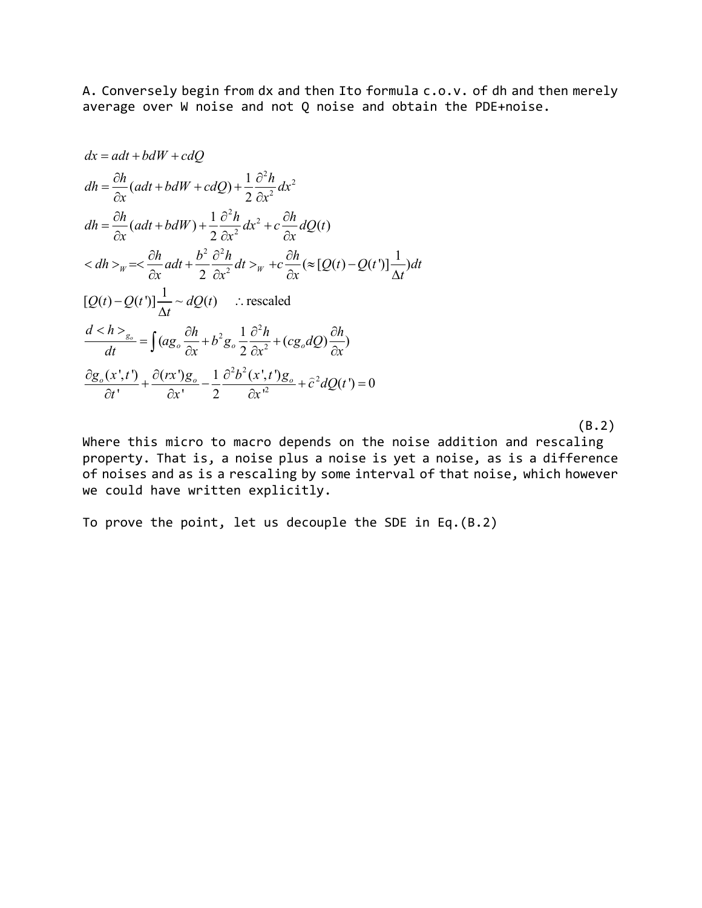A. Conversely begin from dx and then Ito formula c.o.v. of dh and then merely average over W noise and not Q noise and obtain the PDE+noise.

$$dx = adt + bdW + cdQ$$

$$dh = \frac{\partial h}{\partial x}(adt + bdW + cdQ) + \frac{1}{2}\frac{\partial^2 h}{\partial x^2}dx^2$$

$$dh = \frac{\partial h}{\partial x}(adt + bdW) + \frac{1}{2}\frac{\partial^2 h}{\partial x^2}dx^2 + c\frac{\partial h}{\partial x}dQ(t)$$

$$< dh >_W = < \frac{\partial h}{\partial x}adt + \frac{b^2}{2}\frac{\partial^2 h}{\partial x^2}dt >_W + c\frac{\partial h}{\partial x}(\approx [Q(t) - Q(t')]\frac{1}{\Delta t})dt$$

$$[Q(t) - Q(t')]\frac{1}{\Delta t} \sim dQ(t) \qquad \therefore \text{rescaled}$$

$$\frac{d < h >_{g_o}}{dt} = \int (ag_o \frac{\partial h}{\partial x} + b^2 g_o \frac{1}{2}\frac{\partial^2 h}{\partial x^2} + (cg_o dQ)\frac{\partial h}{\partial x})$$

$$\frac{\partial g_o(x',t')}{\partial t'} + \frac{\partial (rx')g_o}{\partial x'} - \frac{1}{2}\frac{\partial^2 b^2(x',t')g_o}{\partial x'^2} + \hat{c}^2 dQ(t') = 0$$

(B.2)

Where this micro to macro depends on the noise addition and rescaling property. That is, a noise plus a noise is yet a noise, as is a difference of noises and as is a rescaling by some interval of that noise, which however we could have written explicitly.

To prove the point, let us decouple the SDE in Eq.(B.2)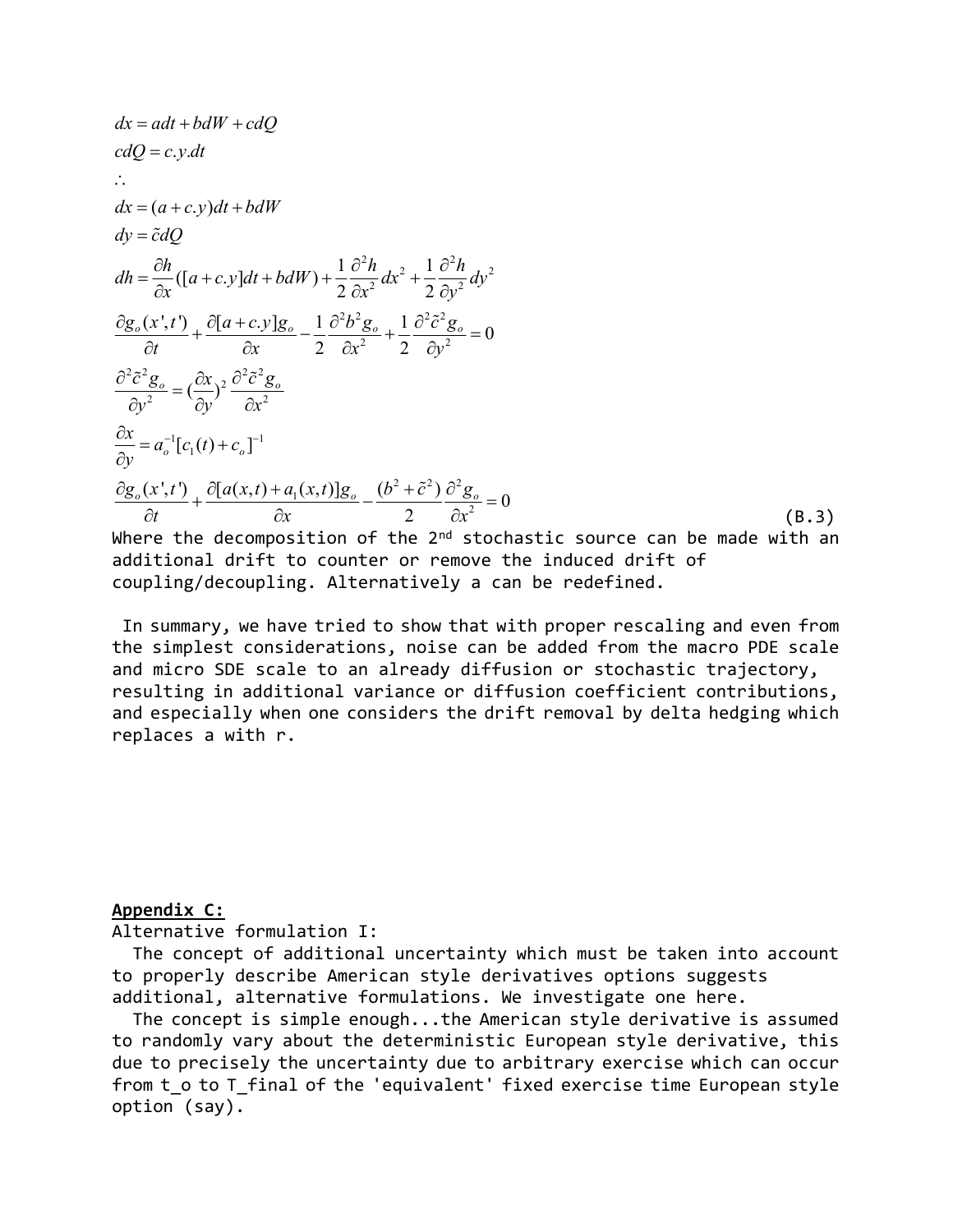$$dx = adt + bdW + cdQ$$

$$cdQ = c.y.dt$$

$$\therefore$$

$$dx = (a + c.y)dt + bdW$$

$$dy = \tilde{c}dQ$$

$$dh = \frac{\partial h}{\partial x}([a + c.y]dt + bdW) + \frac{1}{2}\frac{\partial^2 h}{\partial x^2}dx^2 + \frac{1}{2}\frac{\partial^2 h}{\partial y^2}dy^2$$

$$\frac{\partial g_o(x',t')}{\partial t} + \frac{\partial [a + c.y]g_o}{\partial x} - \frac{1}{2}\frac{\partial^2 b^2 g_o}{\partial x^2} + \frac{1}{2}\frac{\partial^2 \tilde{c}^2 g_o}{\partial y^2} = 0$$

$$\frac{\partial^2 \tilde{c}^2 g_o}{\partial y^2} = (\frac{\partial x}{\partial y})^2 \frac{\partial^2 \tilde{c}^2 g_o}{\partial x^2}$$

$$\frac{\partial x}{\partial y} = a_o^{-1}[c_1(t) + c_o]^{-1}$$

$$\frac{\partial g_o(x',t')}{\partial t} + \frac{\partial [a(x,t) + a_1(x,t)]g_o}{\partial x} - \frac{(b^2 + \tilde{c}^2)}{2}\frac{\partial^2 g_o}{\partial x^2} = 0 \qquad \text{(B.3)}$$

Where the decomposition of the 2nd stochastic source can be made with an additional drift to counter or remove the induced drift of coupling/decoupling. Alternatively a can be redefined.

In summary, we have tried to show that with proper rescaling and even from the simplest considerations, noise can be added from the macro PDE scale and micro SDE scale to an already diffusion or stochastic trajectory, resulting in additional variance or diffusion coefficient contributions, and especially when one considers the drift removal by delta hedging which replaces a with r.

**Appendix C:**

Alternative formulation I:

The concept of additional uncertainty which must be taken into account to properly describe American style derivatives options suggests additional, alternative formulations. We investigate one here.

The concept is simple enough...the American style derivative is assumed to randomly vary about the deterministic European style derivative, this due to precisely the uncertainty due to arbitrary exercise which can occur from t_o to T_final of the 'equivalent' fixed exercise time European style option (say).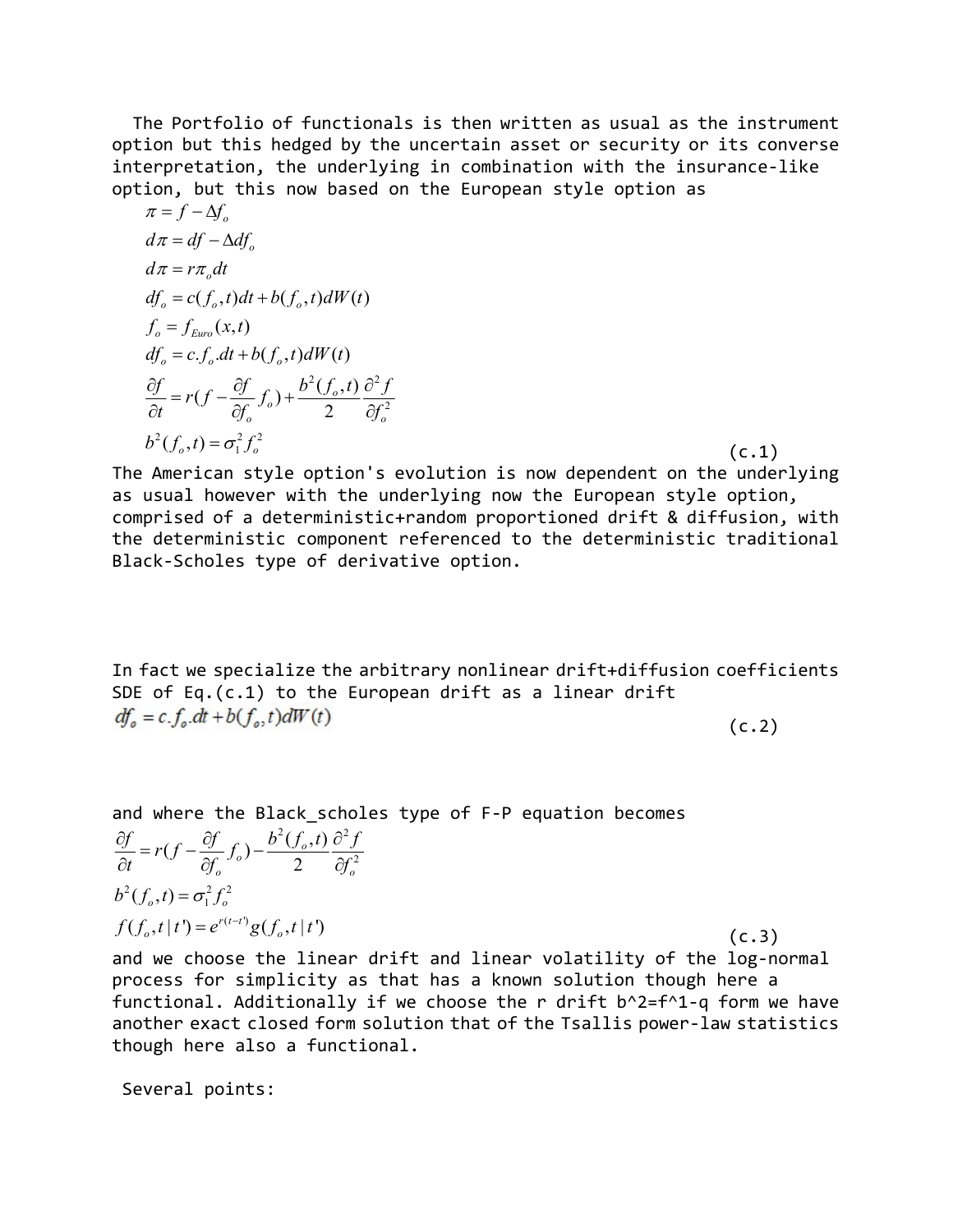The Portfolio of functionals is then written as usual as the instrument option but this hedged by the uncertain asset or security or its converse interpretation, the underlying in combination with the insurance-like option, but this now based on the European style option as

$$
\begin{aligned}
&\pi = f - \Delta f_o \\
&d\pi = df - \Delta df_o \\
&d\pi = r\pi_o dt \\
&df_o = c(f_o,t)dt + b(f_o,t)dW(t) \\
&f_o = f_{Euro}(x,t) \\
&df_o = c.f_o.dt + b(f_o,t)dW(t) \\
&\frac{\partial f}{\partial t} = r(f - \frac{\partial f}{\partial f_o} f_o) + \frac{b^2(f_o,t)}{2}\frac{\partial^2 f}{\partial f_o^2} \\
&b^2(f_o,t) = \sigma_1^2 f_o^2
\end{aligned} \tag{c.1}
$$

The American style option's evolution is now dependent on the underlying as usual however with the underlying now the European style option, comprised of a deterministic+random proportioned drift & diffusion, with the deterministic component referenced to the deterministic traditional Black-Scholes type of derivative option.

In fact we specialize the arbitrary nonlinear drift+diffusion coefficients SDE of Eq.(c.1) to the European drift as a linear drift

$$
df_o = c.f_o.dt + b(f_o;t)dW(t) \tag{c.2}
$$

and where the Black_scholes type of F-P equation becomes

$$
\begin{aligned}
&\frac{\partial f}{\partial t} = r(f - \frac{\partial f}{\partial f_o} f_o) - \frac{b^2(f_o,t)}{2}\frac{\partial^2 f}{\partial f_o^2} \\
&b^2(f_o,t) = \sigma_1^2 f_o^2 \\
&f(f_o,t\,|\,t') = e^{r(t-t')} g(f_o,t\,|\,t')
\end{aligned} \tag{c.3}
$$

and we choose the linear drift and linear volatility of the log-normal process for simplicity as that has a known solution though here a functional. Additionally if we choose the r drift b^2=f^1-q form we have another exact closed form solution that of the Tsallis power-law statistics though here also a functional.

Several points: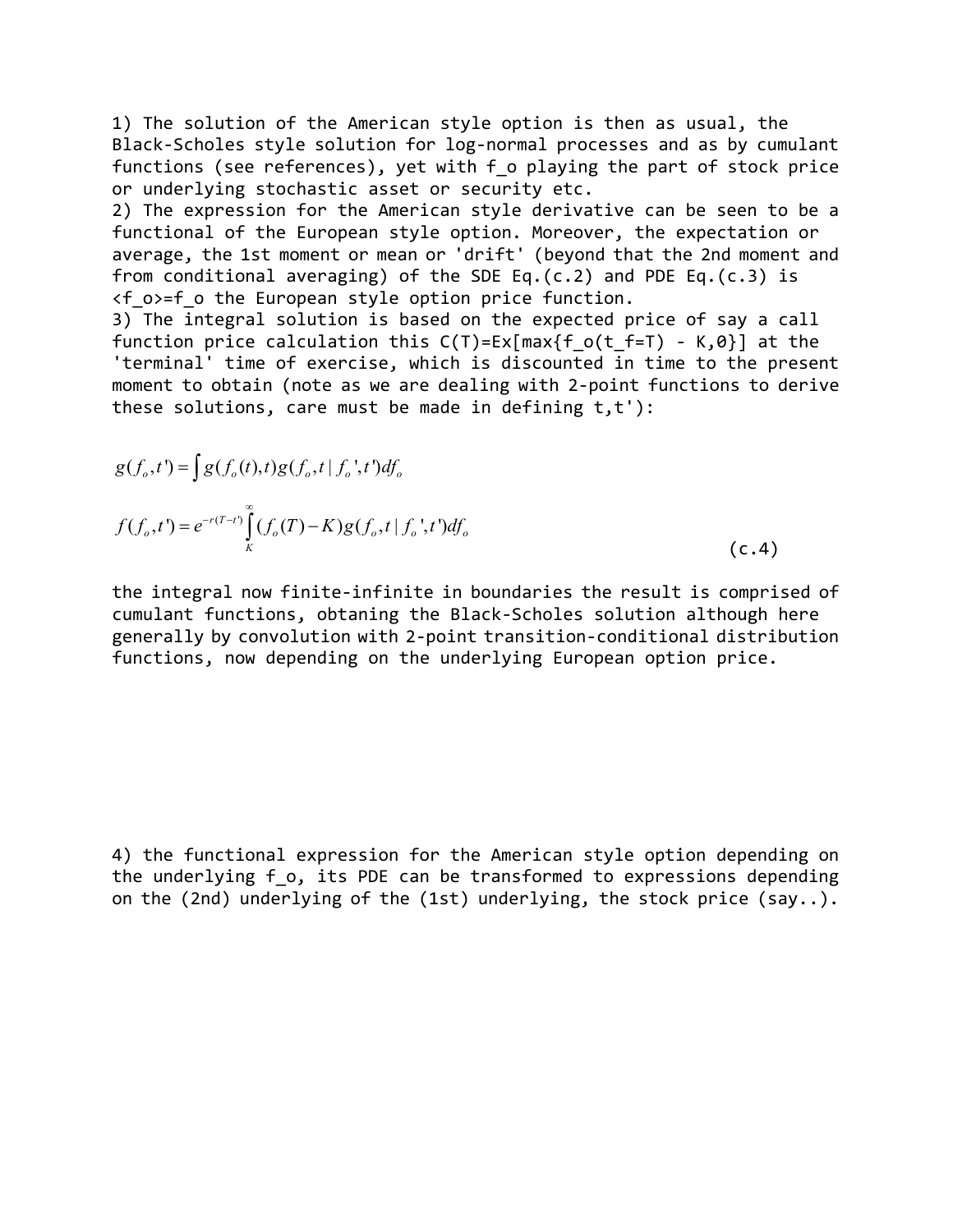1) The solution of the American style option is then as usual, the Black-Scholes style solution for log-normal processes and as by cumulant functions (see references), yet with $f_o$ playing the part of stock price or underlying stochastic asset or security etc.

2) The expression for the American style derivative can be seen to be a functional of the European style option. Moreover, the expectation or average, the 1st moment or mean or 'drift' (beyond that the 2nd moment and from conditional averaging) of the SDE Eq.(c.2) and PDE Eq.(c.3) is $\langle f_o \rangle = f_o$ the European style option price function.

3) The integral solution is based on the expected price of say a call function price calculation this $C(T)=Ex[\max\{f_o(t_f=T) - K,0\}]$ at the 'terminal' time of exercise, which is discounted in time to the present moment to obtain (note as we are dealing with 2-point functions to derive these solutions, care must be made in defining t,t'):

$$g(f_o,t') = \int g(f_o(t),t) g(f_o,t \mid f_o',t') df_o$$

$$f(f_o,t') = e^{-r(T-t')} \int_K^{\infty} (f_o(T) - K) g(f_o,t \mid f_o',t') df_o \tag{c.4}$$

the integral now finite-infinite in boundaries the result is comprised of cumulant functions, obtaning the Black-Scholes solution although here generally by convolution with 2-point transition-conditional distribution functions, now depending on the underlying European option price.

4) the functional expression for the American style option depending on the underlying $f_o$, its PDE can be transformed to expressions depending on the (2nd) underlying of the (1st) underlying, the stock price (say..).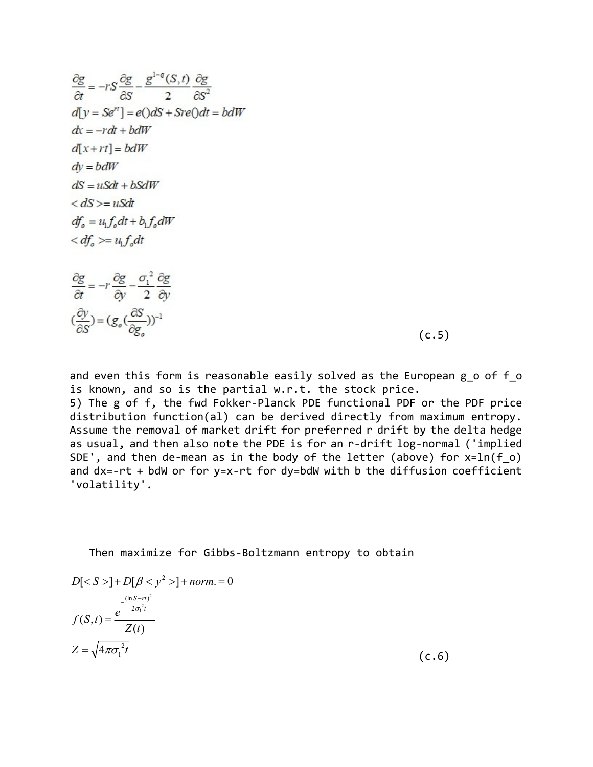$$
\begin{aligned}
&\frac{\partial g}{\partial t} = -rS\frac{\partial g}{\partial S} - \frac{g^{1-q}(S,t)}{2}\frac{\partial g}{\partial S^2} \\
&d[y = Se^{rt}] = e()dS + Sre()dt = bdW \\
&dx = -rdt + bdW \\
&d[x + rt] = bdW \\
&dy = bdW \\
&dS = uSdt + bSdW \\
&< dS >= uSdt \\
&df_o = u_1 f_o dt + b_1 f_o dW \\
&< df_o >= u_1 f_o dt
\end{aligned}
$$

$$
\begin{aligned}
&\frac{\partial g}{\partial t} = -r\frac{\partial g}{\partial y} - \frac{\sigma_1^2}{2}\frac{\partial g}{\partial y} \\
&(\frac{\partial y}{\partial S}) = (g_o(\frac{\partial S}{\partial g_o}))^{-1}
\end{aligned} \tag{c.5}
$$

and even this form is reasonable easily solved as the European g_o of f_o is known, and so is the partial w.r.t. the stock price.

5) The g of f, the fwd Fokker-Planck PDE functional PDF or the PDF price distribution function(al) can be derived directly from maximum entropy. Assume the removal of market drift for preferred r drift by the delta hedge as usual, and then also note the PDE is for an r-drift log-normal ('implied SDE', and then de-mean as in the body of the letter (above) for x=ln(f_o) and dx=-rt + bdW or for y=x-rt for dy=bdW with b the diffusion coefficient 'volatility'.

Then maximize for Gibbs-Boltzmann entropy to obtain

$$
\begin{aligned}
&D[< S >] + D[\beta < y^2 >] + norm. = 0 \\
&f(S,t) = \frac{e^{-\frac{(\ln S - rt)^2}{2\sigma_1^2 t}}}{Z(t)} \\
&Z = \sqrt{4\pi\sigma_1^2 t}
\end{aligned} \tag{c.6}
$$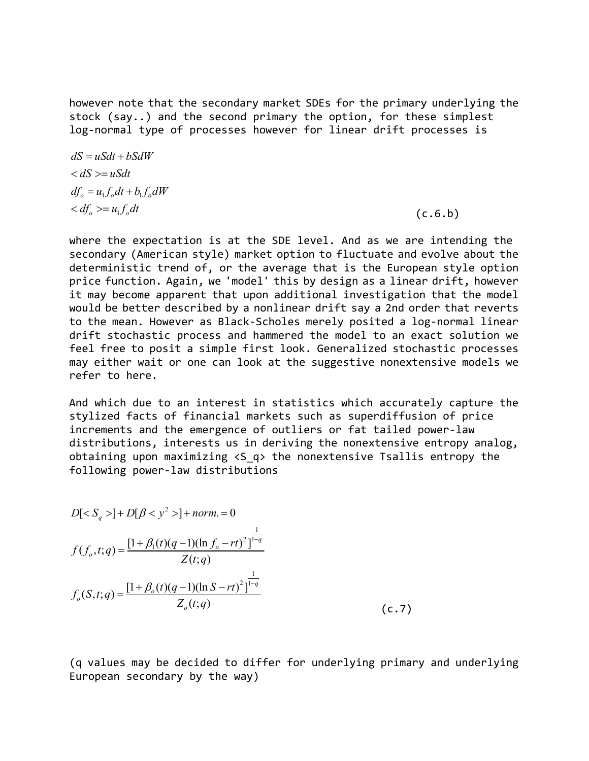however note that the secondary market SDEs for the primary underlying the stock (say..) and the second primary the option, for these simplest log-normal type of processes however for linear drift processes is

$$
\begin{aligned}
dS &= uSdt + bSdW \\
< dS > &= uSdt \\
df_o &= u_1 f_o dt + b_1 f_o dW \\
< df_o > &= u_1 f_o dt
\end{aligned}
\qquad \text{(c.6.b)}
$$

where the expectation is at the SDE level. And as we are intending the secondary (American style) market option to fluctuate and evolve about the deterministic trend of, or the average that is the European style option price function. Again, we 'model' this by design as a linear drift, however it may become apparent that upon additional investigation that the model would be better described by a nonlinear drift say a 2nd order that reverts to the mean. However as Black-Scholes merely posited a log-normal linear drift stochastic process and hammered the model to an exact solution we feel free to posit a simple first look. Generalized stochastic processes may either wait or one can look at the suggestive nonextensive models we refer to here.

And which due to an interest in statistics which accurately capture the stylized facts of financial markets such as superdiffusion of price increments and the emergence of outliers or fat tailed power-law distributions, interests us in deriving the nonextensive entropy analog, obtaining upon maximizing <S_q> the nonextensive Tsallis entropy the following power-law distributions

$$
\begin{aligned}
& D[< S_q >] + D[\beta < y^2 >] + norm. = 0 \\
& f(f_o, t; q) = \frac{[1 + \beta_1(t)(q-1)(\ln f_o - rt)^2]^{\frac{1}{1-q}}}{Z(t;q)} \\
& f_o(S, t; q) = \frac{[1 + \beta_o(t)(q-1)(\ln S - rt)^2]^{\frac{1}{1-q}}}{Z_o(t;q)}
\end{aligned}
\qquad \text{(c.7)}
$$

(q values may be decided to differ for underlying primary and underlying European secondary by the way)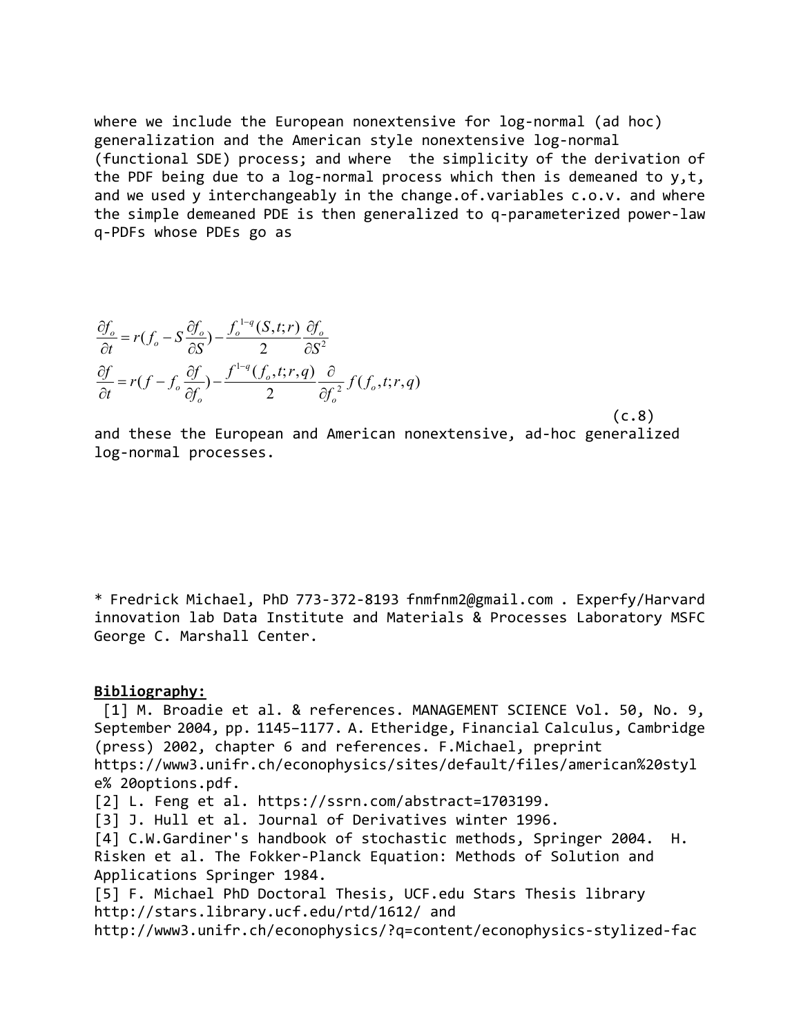where we include the European nonextensive for log-normal (ad hoc) generalization and the American style nonextensive log-normal (functional SDE) process; and where the simplicity of the derivation of the PDF being due to a log-normal process which then is demeaned to y,t, and we used y interchangeably in the change.of.variables c.o.v. and where the simple demeaned PDE is then generalized to q-parameterized power-law q-PDFs whose PDEs go as

$$
\begin{aligned}
\frac{\partial f_o}{\partial t} &= r(f_o - S\frac{\partial f_o}{\partial S}) - \frac{f_o^{1-q}(S,t;r)}{2}\frac{\partial f_o}{\partial S^2} \\
\frac{\partial f}{\partial t} &= r(f - f_o\frac{\partial f}{\partial f_o}) - \frac{f^{1-q}(f_o,t;r,q)}{2}\frac{\partial}{\partial f_o^{\,2}} f(f_o,t;r,q)
\end{aligned}
\qquad (c.8)
$$

and these the European and American nonextensive, ad-hoc generalized log-normal processes.

* Fredrick Michael, PhD 773-372-8193 fnmfnm2@gmail.com . Experfy/Harvard innovation lab Data Institute and Materials & Processes Laboratory MSFC George C. Marshall Center.

**Bibliography:**

[1] M. Broadie et al. & references. MANAGEMENT SCIENCE Vol. 50, No. 9, September 2004, pp. 1145–1177. A. Etheridge, Financial Calculus, Cambridge (press) 2002, chapter 6 and references. F.Michael, preprint https://www3.unifr.ch/econophysics/sites/default/files/american%20style% 20options.pdf.

[2] L. Feng et al. https://ssrn.com/abstract=1703199.

[3] J. Hull et al. Journal of Derivatives winter 1996.

[4] C.W.Gardiner's handbook of stochastic methods, Springer 2004. H. Risken et al. The Fokker-Planck Equation: Methods of Solution and Applications Springer 1984.

[5] F. Michael PhD Doctoral Thesis, UCF.edu Stars Thesis library http://stars.library.ucf.edu/rtd/1612/ and http://www3.unifr.ch/econophysics/?q=content/econophysics-stylized-fac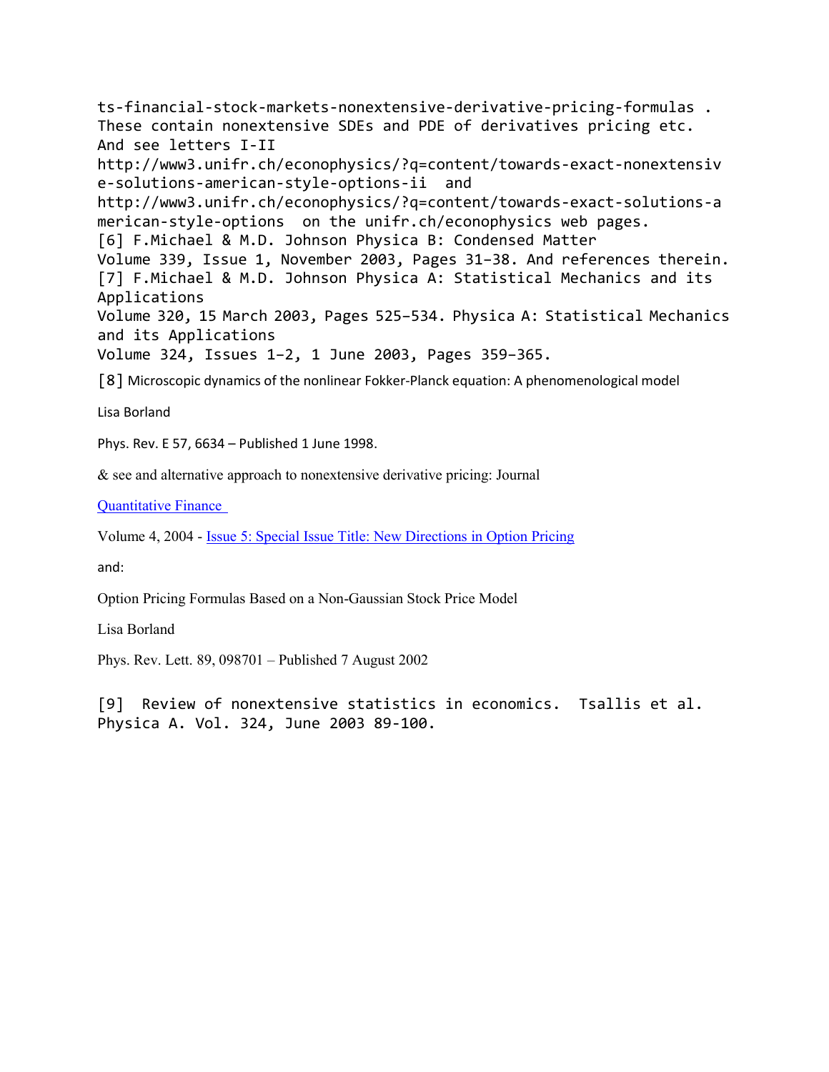ts-financial-stock-markets-nonextensive-derivative-pricing-formulas . These contain nonextensive SDEs and PDE of derivatives pricing etc. And see letters I-II http://www3.unifr.ch/econophysics/?q=content/towards-exact-nonextensive-solutions-american-style-options-ii and http://www3.unifr.ch/econophysics/?q=content/towards-exact-solutions-american-style-options on the unifr.ch/econophysics web pages.

[6] F.Michael & M.D. Johnson Physica B: Condensed Matter Volume 339, Issue 1, November 2003, Pages 31–38. And references therein.

[7] F.Michael & M.D. Johnson Physica A: Statistical Mechanics and its Applications Volume 320, 15 March 2003, Pages 525–534. Physica A: Statistical Mechanics and its Applications Volume 324, Issues 1–2, 1 June 2003, Pages 359–365.

[8] Microscopic dynamics of the nonlinear Fokker-Planck equation: A phenomenological model

Lisa Borland

Phys. Rev. E 57, 6634 – Published 1 June 1998.

& see and alternative approach to nonextensive derivative pricing: Journal

Quantitative Finance

Volume 4, 2004 - Issue 5: Special Issue Title: New Directions in Option Pricing

and:

Option Pricing Formulas Based on a Non-Gaussian Stock Price Model

Lisa Borland

Phys. Rev. Lett. 89, 098701 – Published 7 August 2002

[9] Review of nonextensive statistics in economics. Tsallis et al. Physica A. Vol. 324, June 2003 89-100.